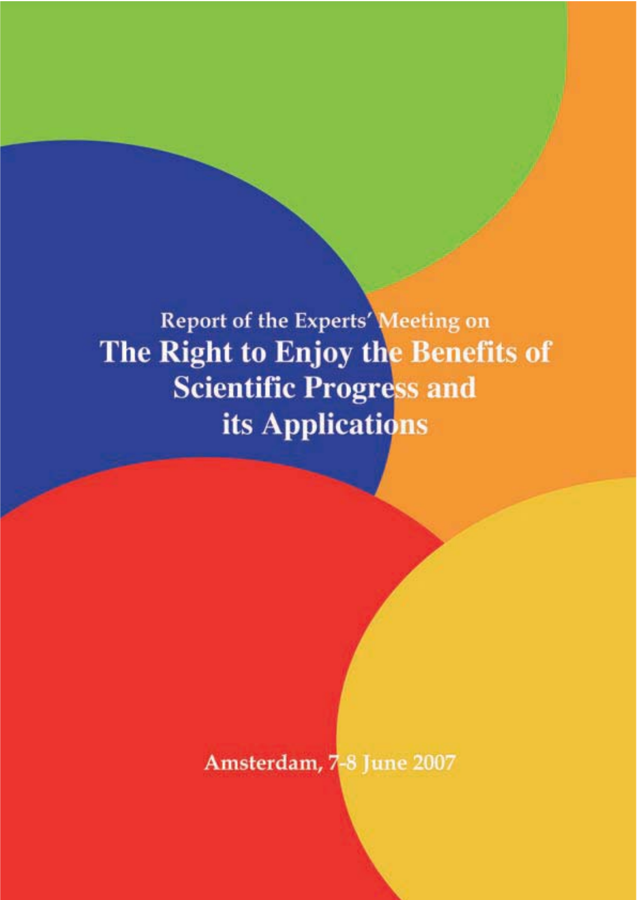Report of the Experts' Meeting on

# The Right to Enjoy the Benefits of Scientific Progress and its Applications

Amsterdam, 7-8 June 2007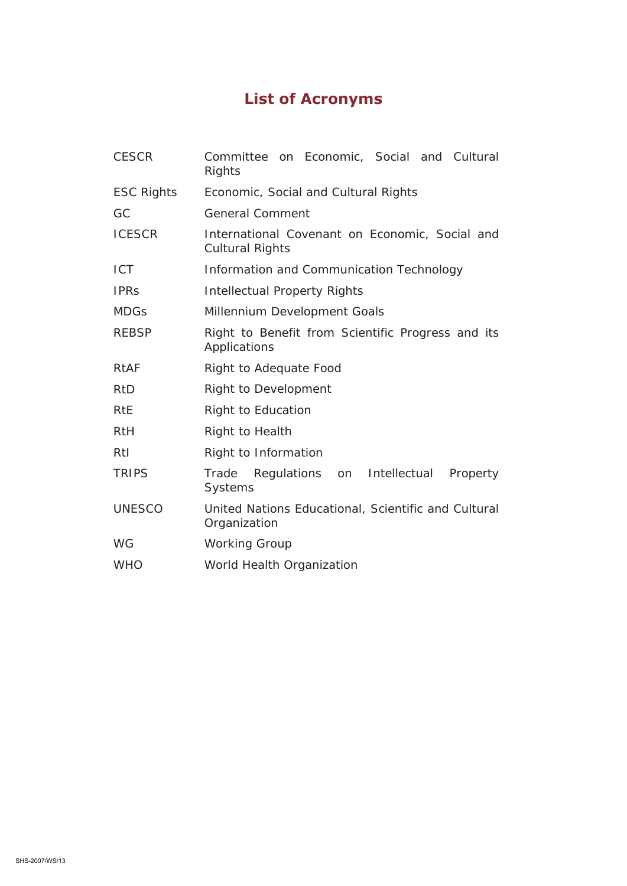# List of Acronyms

| | |
|---|---|
| CESCR | Committee on Economic, Social and Cultural Rights |
| ESC Rights | Economic, Social and Cultural Rights |
| GC | General Comment |
| ICESCR | International Covenant on Economic, Social and Cultural Rights |
| ICT | Information and Communication Technology |
| IPRs | Intellectual Property Rights |
| MDGs | Millennium Development Goals |
| REBSP | Right to Benefit from Scientific Progress and its Applications |
| RtAF | Right to Adequate Food |
| RtD | Right to Development |
| RtE | Right to Education |
| RtH | Right to Health |
| RtI | Right to Information |
| TRIPS | Trade Regulations on Intellectual Property Systems |
| UNESCO | United Nations Educational, Scientific and Cultural Organization |
| WG | Working Group |
| WHO | World Health Organization |

SHS-2007/WS/13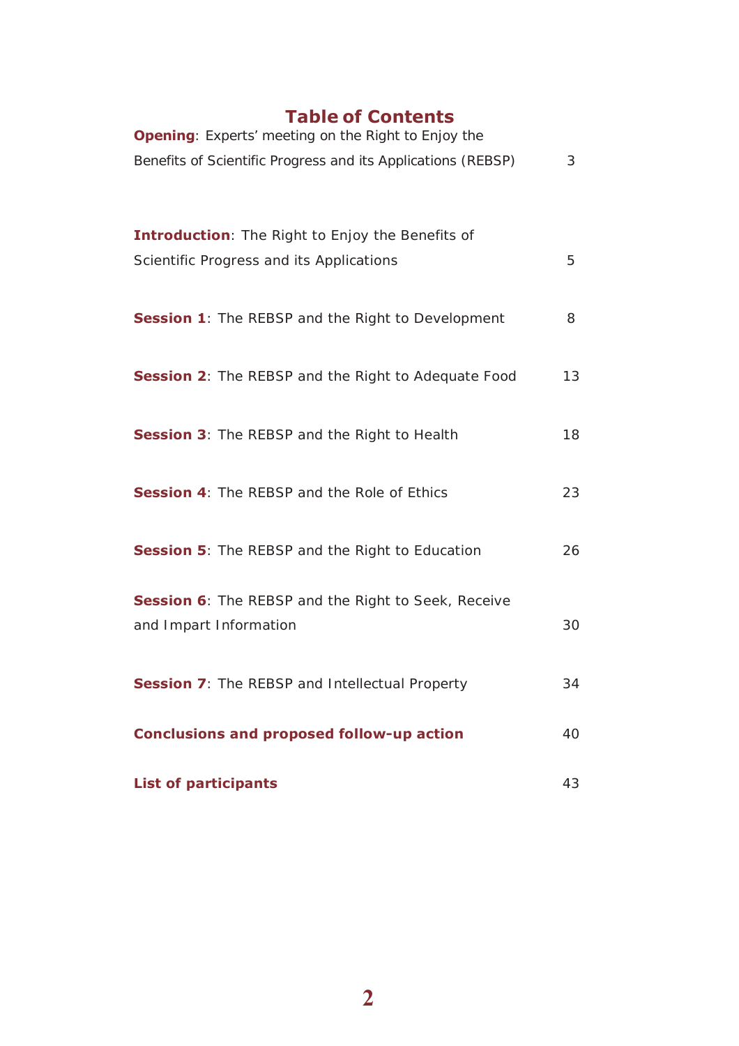## Table of Contents

| | |
|---|---|
| **Opening**: Experts' meeting on the Right to Enjoy the Benefits of Scientific Progress and its Applications (REBSP) | 3 |
| **Introduction**: The Right to Enjoy the Benefits of Scientific Progress and its Applications | 5 |
| **Session 1**: The REBSP and the Right to Development | 8 |
| **Session 2**: The REBSP and the Right to Adequate Food | 13 |
| **Session 3**: The REBSP and the Right to Health | 18 |
| **Session 4**: The REBSP and the Role of Ethics | 23 |
| **Session 5**: The REBSP and the Right to Education | 26 |
| **Session 6**: The REBSP and the Right to Seek, Receive and Impart Information | 30 |
| **Session 7**: The REBSP and Intellectual Property | 34 |
| **Conclusions and proposed follow-up action** | 40 |
| **List of participants** | 43 |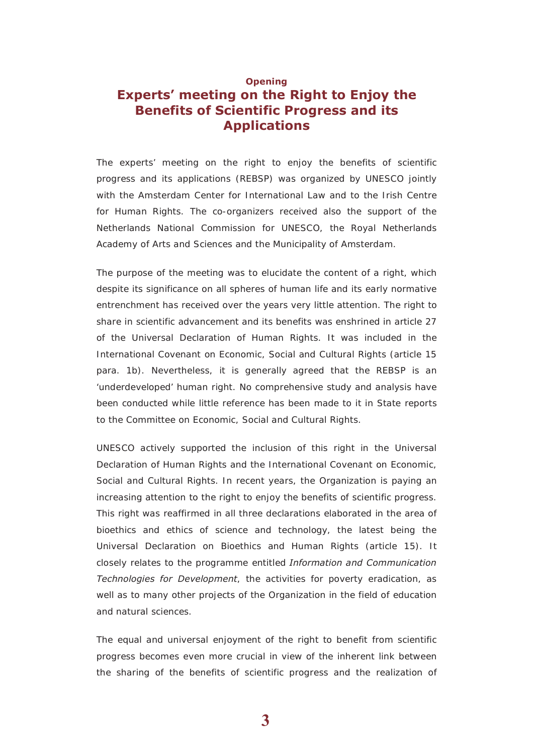**Opening**

# Experts' meeting on the Right to Enjoy the Benefits of Scientific Progress and its Applications

The experts' meeting on the right to enjoy the benefits of scientific progress and its applications (REBSP) was organized by UNESCO jointly with the Amsterdam Center for International Law and to the Irish Centre for Human Rights. The co-organizers received also the support of the Netherlands National Commission for UNESCO, the Royal Netherlands Academy of Arts and Sciences and the Municipality of Amsterdam.

The purpose of the meeting was to elucidate the content of a right, which despite its significance on all spheres of human life and its early normative entrenchment has received over the years very little attention. The right to share in scientific advancement and its benefits was enshrined in article 27 of the Universal Declaration of Human Rights. It was included in the International Covenant on Economic, Social and Cultural Rights (article 15 para. 1b). Nevertheless, it is generally agreed that the REBSP is an 'underdeveloped' human right. No comprehensive study and analysis have been conducted while little reference has been made to it in State reports to the Committee on Economic, Social and Cultural Rights.

UNESCO actively supported the inclusion of this right in the Universal Declaration of Human Rights and the International Covenant on Economic, Social and Cultural Rights. In recent years, the Organization is paying an increasing attention to the right to enjoy the benefits of scientific progress. This right was reaffirmed in all three declarations elaborated in the area of bioethics and ethics of science and technology, the latest being the Universal Declaration on Bioethics and Human Rights (article 15). It closely relates to the programme entitled *Information and Communication Technologies for Development*, the activities for poverty eradication, as well as to many other projects of the Organization in the field of education and natural sciences.

The equal and universal enjoyment of the right to benefit from scientific progress becomes even more crucial in view of the inherent link between the sharing of the benefits of scientific progress and the realization of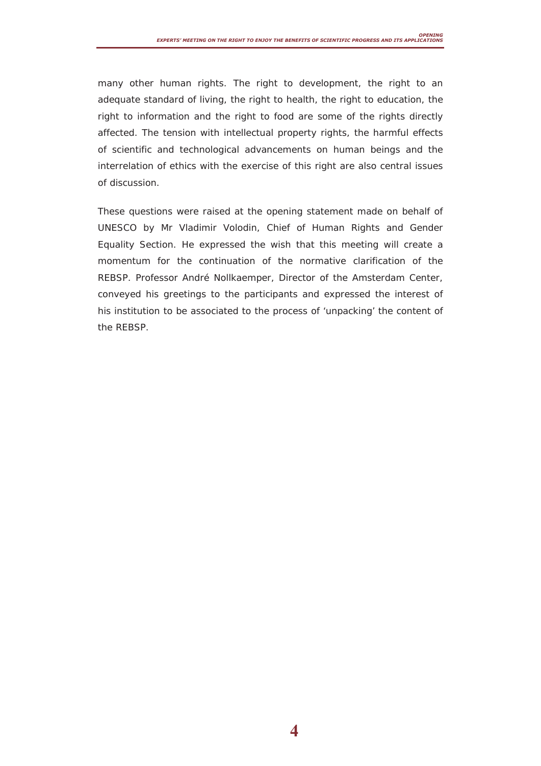many other human rights. The right to development, the right to an adequate standard of living, the right to health, the right to education, the right to information and the right to food are some of the rights directly affected. The tension with intellectual property rights, the harmful effects of scientific and technological advancements on human beings and the interrelation of ethics with the exercise of this right are also central issues of discussion.

These questions were raised at the opening statement made on behalf of UNESCO by Mr Vladimir Volodin, Chief of Human Rights and Gender Equality Section. He expressed the wish that this meeting will create a momentum for the continuation of the normative clarification of the REBSP. Professor André Nollkaemper, Director of the Amsterdam Center, conveyed his greetings to the participants and expressed the interest of his institution to be associated to the process of 'unpacking' the content of the REBSP.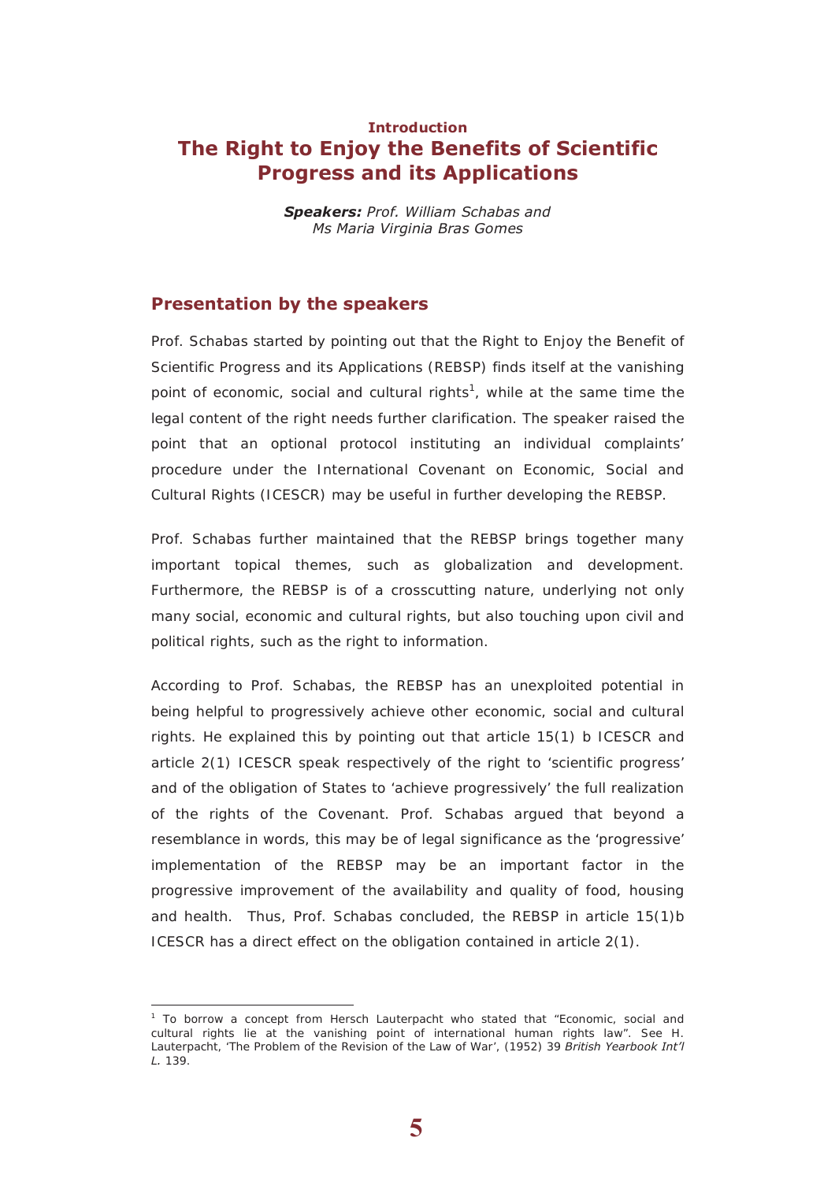#### Introduction

# The Right to Enjoy the Benefits of Scientific Progress and its Applications

***Speakers:*** *Prof. William Schabas and Ms Maria Virginia Bras Gomes*

## Presentation by the speakers

Prof. Schabas started by pointing out that the Right to Enjoy the Benefit of Scientific Progress and its Applications (REBSP) finds itself at the vanishing point of economic, social and cultural rights[1], while at the same time the legal content of the right needs further clarification. The speaker raised the point that an optional protocol instituting an individual complaints' procedure under the International Covenant on Economic, Social and Cultural Rights (ICESCR) may be useful in further developing the REBSP.

Prof. Schabas further maintained that the REBSP brings together many important topical themes, such as globalization and development. Furthermore, the REBSP is of a crosscutting nature, underlying not only many social, economic and cultural rights, but also touching upon civil and political rights, such as the right to information.

According to Prof. Schabas, the REBSP has an unexploited potential in being helpful to progressively achieve other economic, social and cultural rights. He explained this by pointing out that article 15(1) b ICESCR and article 2(1) ICESCR speak respectively of the right to 'scientific progress' and of the obligation of States to 'achieve progressively' the full realization of the rights of the Covenant. Prof. Schabas argued that beyond a resemblance in words, this may be of legal significance as the 'progressive' implementation of the REBSP may be an important factor in the progressive improvement of the availability and quality of food, housing and health. Thus, Prof. Schabas concluded, the REBSP in article 15(1)b ICESCR has a direct effect on the obligation contained in article 2(1).

---

[1] To borrow a concept from Hersch Lauterpacht who stated that "Economic, social and cultural rights lie at the vanishing point of international human rights law". See H. Lauterpacht, 'The Problem of the Revision of the Law of War', (1952) 39 *British Yearbook Int'l L.* 139.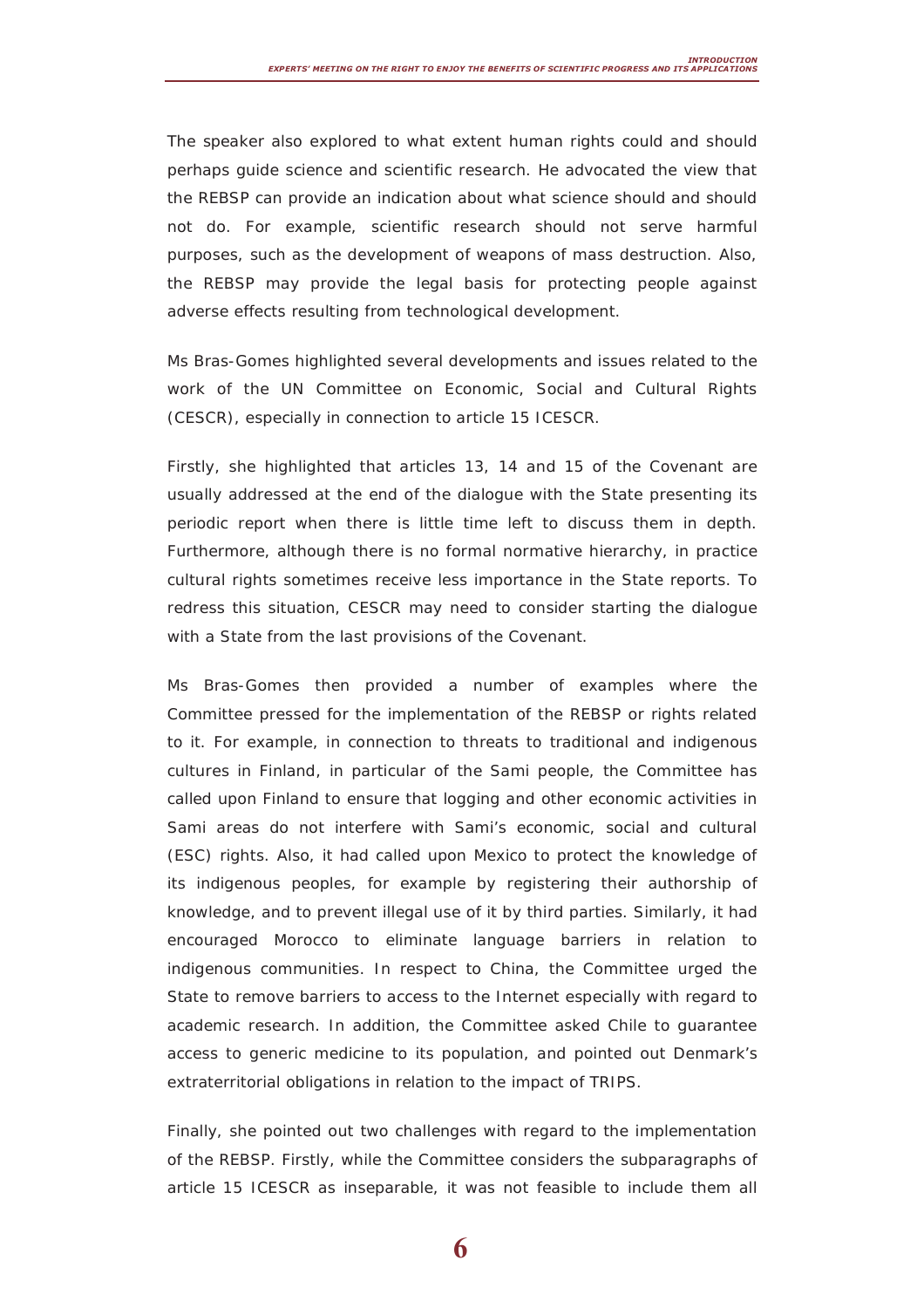The speaker also explored to what extent human rights could and should perhaps guide science and scientific research. He advocated the view that the REBSP can provide an indication about what science should and should not do. For example, scientific research should not serve harmful purposes, such as the development of weapons of mass destruction. Also, the REBSP may provide the legal basis for protecting people against adverse effects resulting from technological development.

Ms Bras-Gomes highlighted several developments and issues related to the work of the UN Committee on Economic, Social and Cultural Rights (CESCR), especially in connection to article 15 ICESCR.

Firstly, she highlighted that articles 13, 14 and 15 of the Covenant are usually addressed at the end of the dialogue with the State presenting its periodic report when there is little time left to discuss them in depth. Furthermore, although there is no formal normative hierarchy, in practice cultural rights sometimes receive less importance in the State reports. To redress this situation, CESCR may need to consider starting the dialogue with a State from the last provisions of the Covenant.

Ms Bras-Gomes then provided a number of examples where the Committee pressed for the implementation of the REBSP or rights related to it. For example, in connection to threats to traditional and indigenous cultures in Finland, in particular of the Sami people, the Committee has called upon Finland to ensure that logging and other economic activities in Sami areas do not interfere with Sami's economic, social and cultural (ESC) rights. Also, it had called upon Mexico to protect the knowledge of its indigenous peoples, for example by registering their authorship of knowledge, and to prevent illegal use of it by third parties. Similarly, it had encouraged Morocco to eliminate language barriers in relation to indigenous communities. In respect to China, the Committee urged the State to remove barriers to access to the Internet especially with regard to academic research. In addition, the Committee asked Chile to guarantee access to generic medicine to its population, and pointed out Denmark's extraterritorial obligations in relation to the impact of TRIPS.

Finally, she pointed out two challenges with regard to the implementation of the REBSP. Firstly, while the Committee considers the subparagraphs of article 15 ICESCR as inseparable, it was not feasible to include them all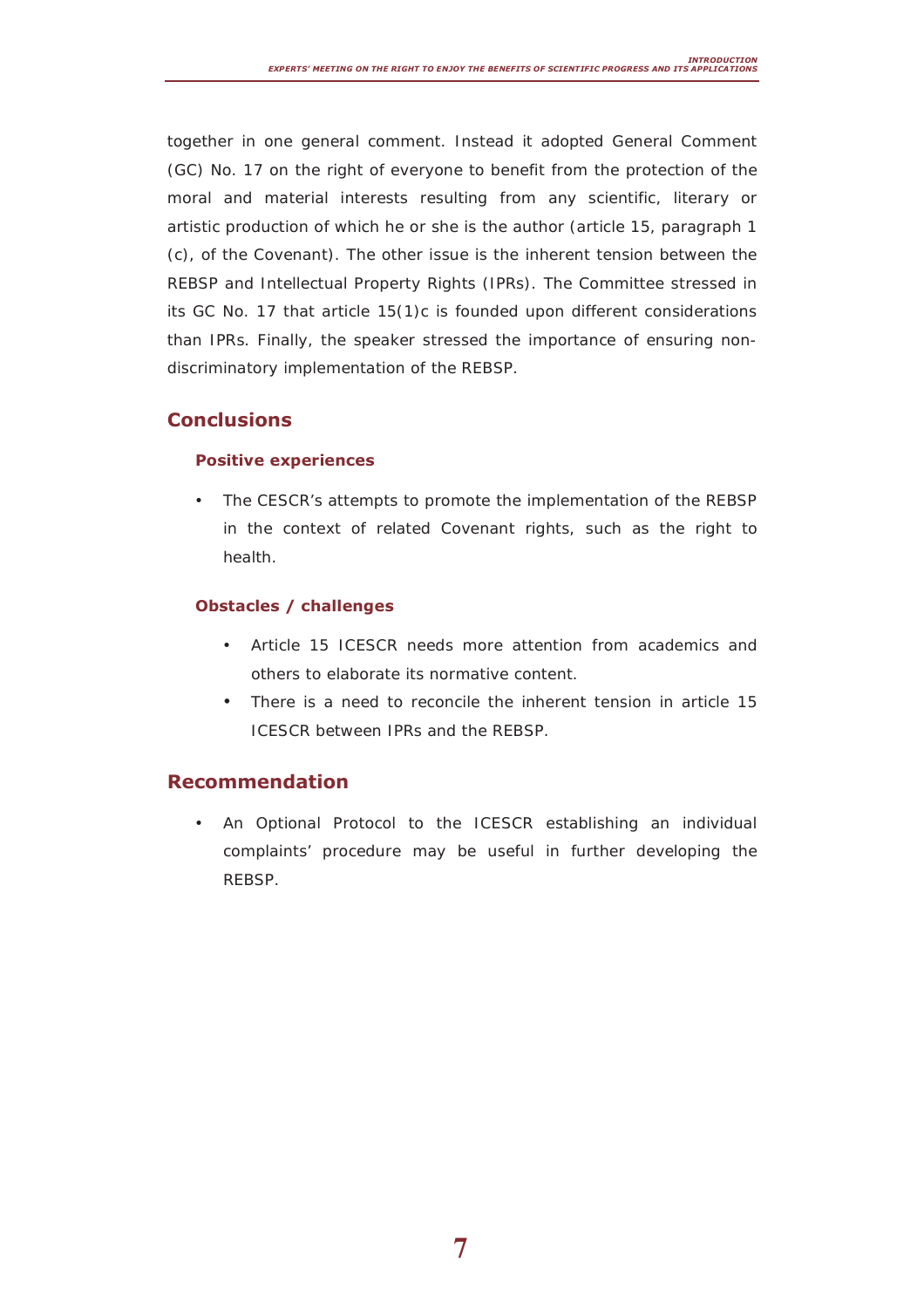together in one general comment. Instead it adopted General Comment (GC) No. 17 on the right of everyone to benefit from the protection of the moral and material interests resulting from any scientific, literary or artistic production of which he or she is the author (article 15, paragraph 1 (c), of the Covenant). The other issue is the inherent tension between the REBSP and Intellectual Property Rights (IPRs). The Committee stressed in its GC No. 17 that article 15(1)c is founded upon different considerations than IPRs. Finally, the speaker stressed the importance of ensuring non-discriminatory implementation of the REBSP.

## Conclusions

### Positive experiences

- The CESCR's attempts to promote the implementation of the REBSP in the context of related Covenant rights, such as the right to health.

### Obstacles / challenges

- Article 15 ICESCR needs more attention from academics and others to elaborate its normative content.
- There is a need to reconcile the inherent tension in article 15 ICESCR between IPRs and the REBSP.

## Recommendation

- An Optional Protocol to the ICESCR establishing an individual complaints' procedure may be useful in further developing the REBSP.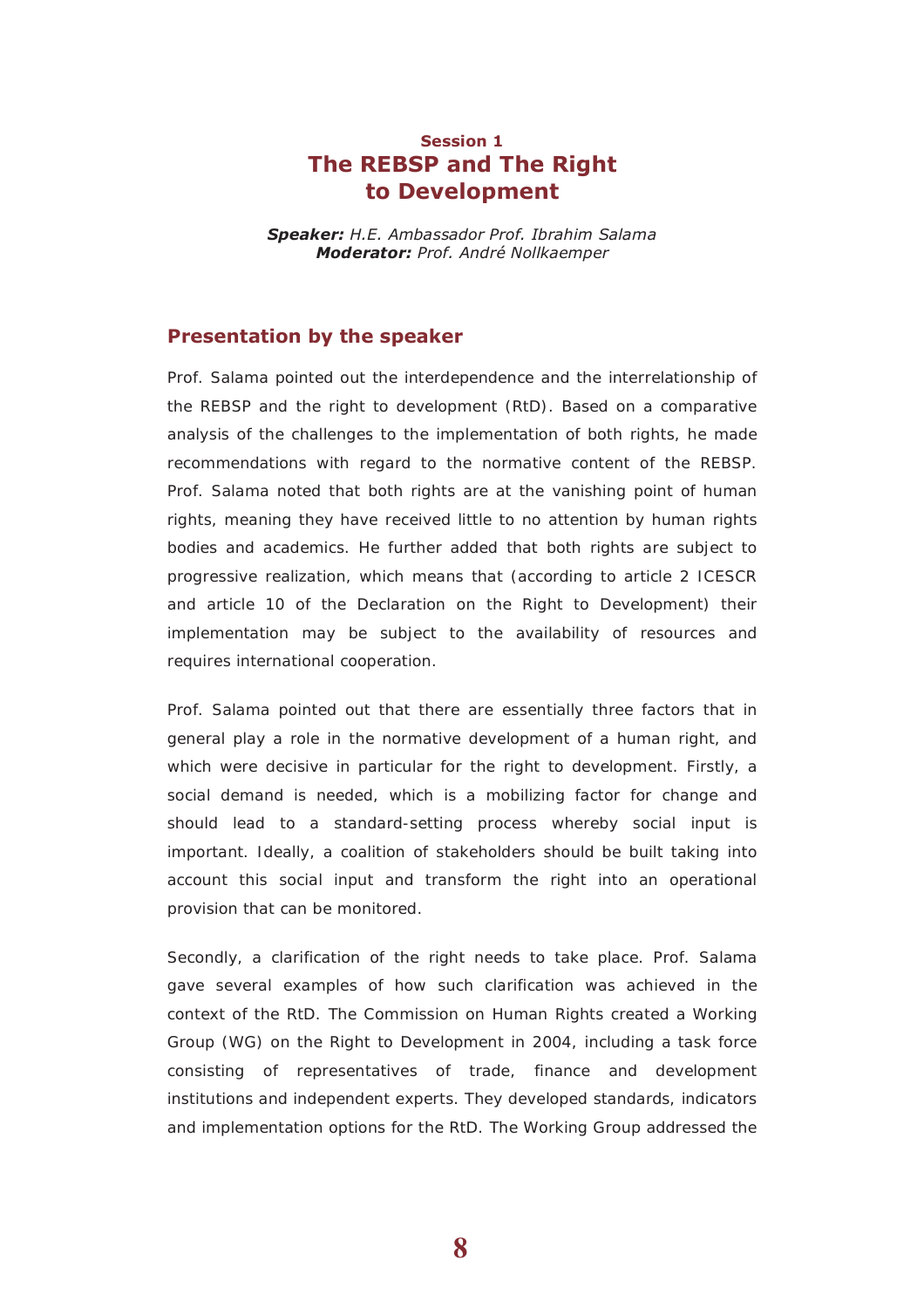## Session 1
# The REBSP and The Right to Development

***Speaker:*** *H.E. Ambassador Prof. Ibrahim Salama*
***Moderator:*** *Prof. André Nollkaemper*

## Presentation by the speaker

Prof. Salama pointed out the interdependence and the interrelationship of the REBSP and the right to development (RtD). Based on a comparative analysis of the challenges to the implementation of both rights, he made recommendations with regard to the normative content of the REBSP. Prof. Salama noted that both rights are at the vanishing point of human rights, meaning they have received little to no attention by human rights bodies and academics. He further added that both rights are subject to progressive realization, which means that (according to article 2 ICESCR and article 10 of the Declaration on the Right to Development) their implementation may be subject to the availability of resources and requires international cooperation.

Prof. Salama pointed out that there are essentially three factors that in general play a role in the normative development of a human right, and which were decisive in particular for the right to development. Firstly, a social demand is needed, which is a mobilizing factor for change and should lead to a standard-setting process whereby social input is important. Ideally, a coalition of stakeholders should be built taking into account this social input and transform the right into an operational provision that can be monitored.

Secondly, a clarification of the right needs to take place. Prof. Salama gave several examples of how such clarification was achieved in the context of the RtD. The Commission on Human Rights created a Working Group (WG) on the Right to Development in 2004, including a task force consisting of representatives of trade, finance and development institutions and independent experts. They developed standards, indicators and implementation options for the RtD. The Working Group addressed the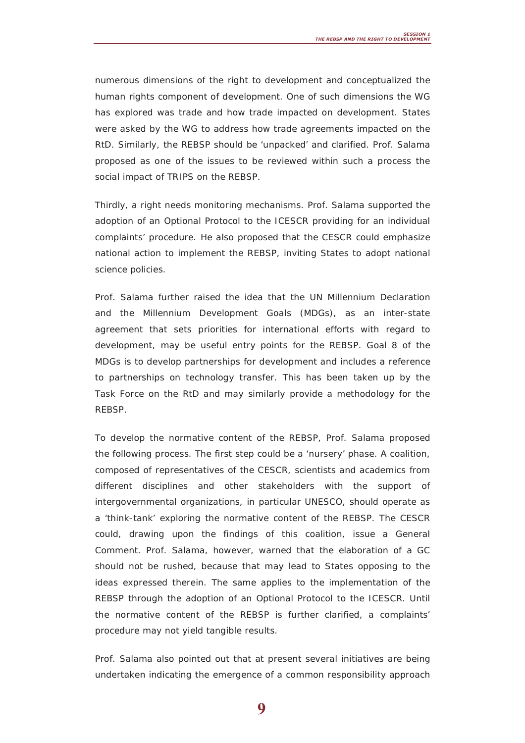numerous dimensions of the right to development and conceptualized the human rights component of development. One of such dimensions the WG has explored was trade and how trade impacted on development. States were asked by the WG to address how trade agreements impacted on the RtD. Similarly, the REBSP should be 'unpacked' and clarified. Prof. Salama proposed as one of the issues to be reviewed within such a process the social impact of TRIPS on the REBSP.

Thirdly, a right needs monitoring mechanisms. Prof. Salama supported the adoption of an Optional Protocol to the ICESCR providing for an individual complaints' procedure. He also proposed that the CESCR could emphasize national action to implement the REBSP, inviting States to adopt national science policies.

Prof. Salama further raised the idea that the UN Millennium Declaration and the Millennium Development Goals (MDGs), as an inter-state agreement that sets priorities for international efforts with regard to development, may be useful entry points for the REBSP. Goal 8 of the MDGs is to develop partnerships for development and includes a reference to partnerships on technology transfer. This has been taken up by the Task Force on the RtD and may similarly provide a methodology for the REBSP.

To develop the normative content of the REBSP, Prof. Salama proposed the following process. The first step could be a 'nursery' phase. A coalition, composed of representatives of the CESCR, scientists and academics from different disciplines and other stakeholders with the support of intergovernmental organizations, in particular UNESCO, should operate as a 'think-tank' exploring the normative content of the REBSP. The CESCR could, drawing upon the findings of this coalition, issue a General Comment. Prof. Salama, however, warned that the elaboration of a GC should not be rushed, because that may lead to States opposing to the ideas expressed therein. The same applies to the implementation of the REBSP through the adoption of an Optional Protocol to the ICESCR. Until the normative content of the REBSP is further clarified, a complaints' procedure may not yield tangible results.

Prof. Salama also pointed out that at present several initiatives are being undertaken indicating the emergence of a common responsibility approach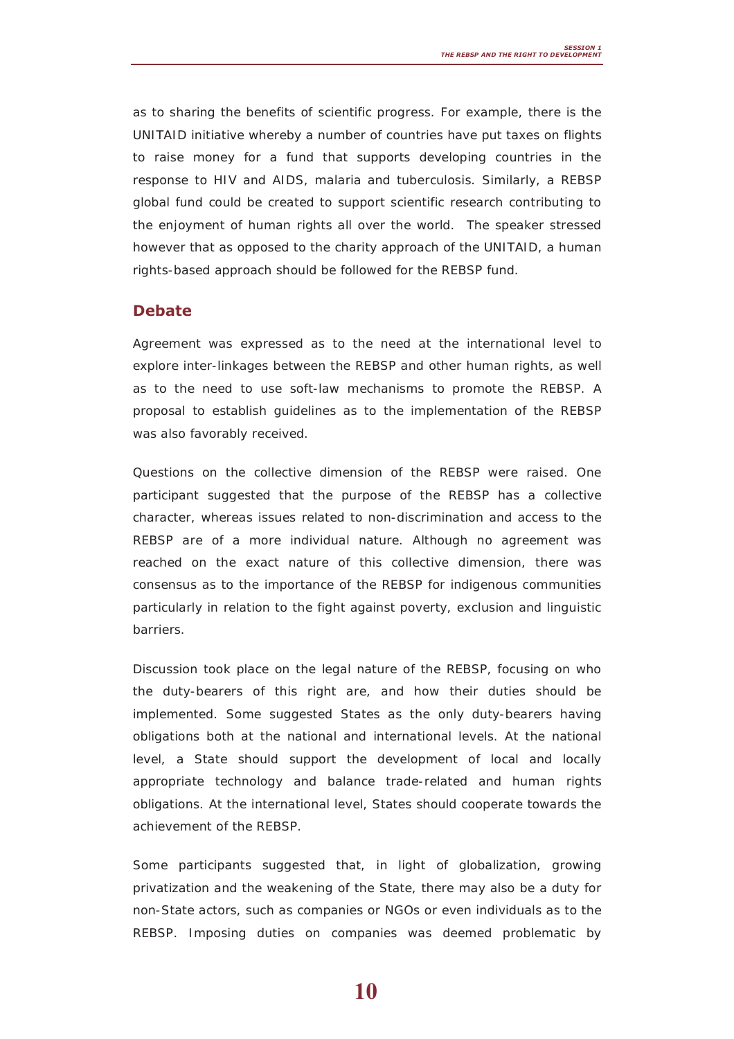as to sharing the benefits of scientific progress. For example, there is the UNITAID initiative whereby a number of countries have put taxes on flights to raise money for a fund that supports developing countries in the response to HIV and AIDS, malaria and tuberculosis. Similarly, a REBSP global fund could be created to support scientific research contributing to the enjoyment of human rights all over the world. The speaker stressed however that as opposed to the charity approach of the UNITAID, a human rights-based approach should be followed for the REBSP fund.

## Debate

Agreement was expressed as to the need at the international level to explore inter-linkages between the REBSP and other human rights, as well as to the need to use soft-law mechanisms to promote the REBSP. A proposal to establish guidelines as to the implementation of the REBSP was also favorably received.

Questions on the collective dimension of the REBSP were raised. One participant suggested that the purpose of the REBSP has a collective character, whereas issues related to non-discrimination and access to the REBSP are of a more individual nature. Although no agreement was reached on the exact nature of this collective dimension, there was consensus as to the importance of the REBSP for indigenous communities particularly in relation to the fight against poverty, exclusion and linguistic barriers.

Discussion took place on the legal nature of the REBSP, focusing on who the duty-bearers of this right are, and how their duties should be implemented. Some suggested States as the only duty-bearers having obligations both at the national and international levels. At the national level, a State should support the development of local and locally appropriate technology and balance trade-related and human rights obligations. At the international level, States should cooperate towards the achievement of the REBSP.

Some participants suggested that, in light of globalization, growing privatization and the weakening of the State, there may also be a duty for non-State actors, such as companies or NGOs or even individuals as to the REBSP. Imposing duties on companies was deemed problematic by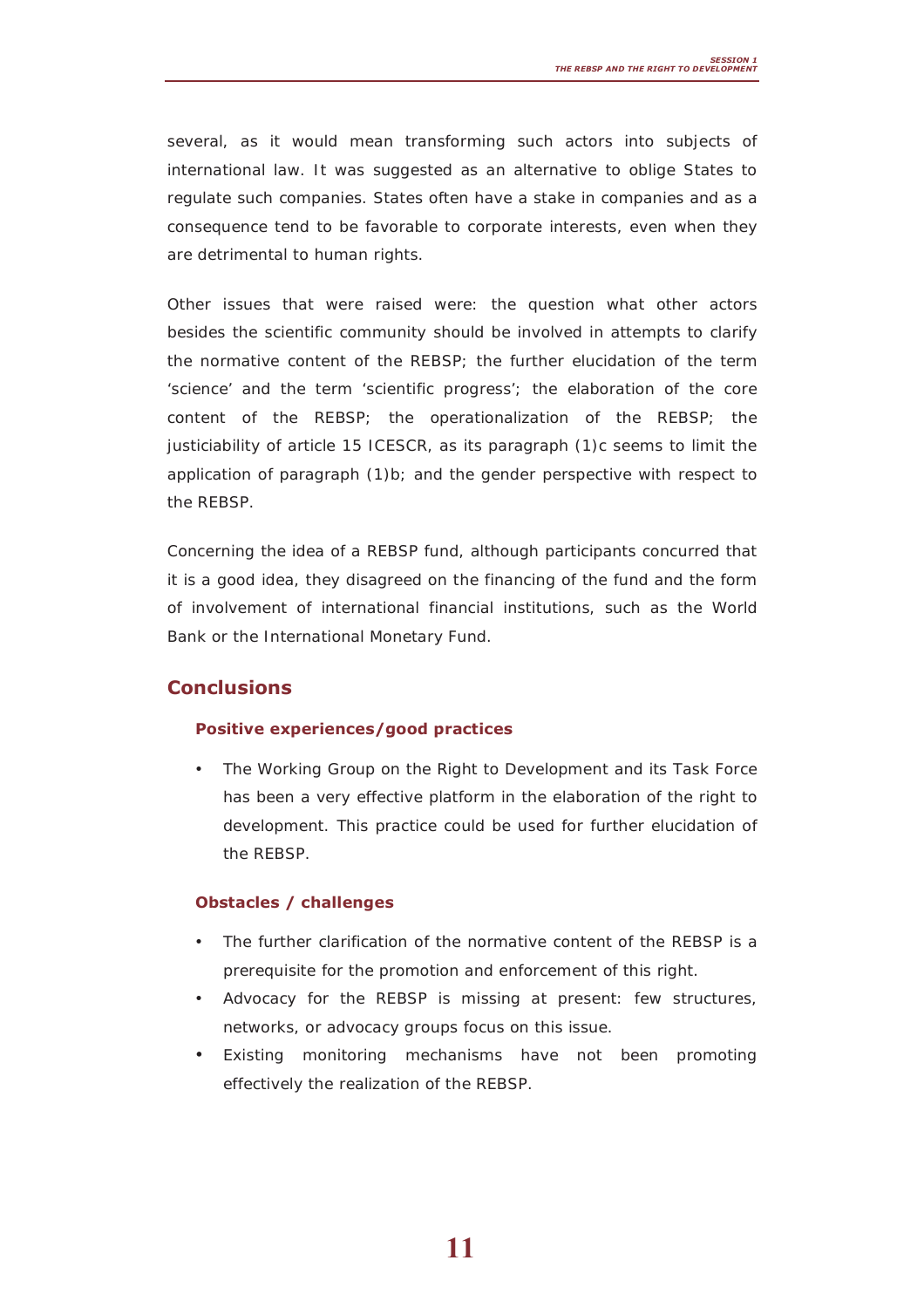several, as it would mean transforming such actors into subjects of international law. It was suggested as an alternative to oblige States to regulate such companies. States often have a stake in companies and as a consequence tend to be favorable to corporate interests, even when they are detrimental to human rights.

Other issues that were raised were: the question what other actors besides the scientific community should be involved in attempts to clarify the normative content of the REBSP; the further elucidation of the term 'science' and the term 'scientific progress'; the elaboration of the core content of the REBSP; the operationalization of the REBSP; the justiciability of article 15 ICESCR, as its paragraph (1)c seems to limit the application of paragraph (1)b; and the gender perspective with respect to the REBSP.

Concerning the idea of a REBSP fund, although participants concurred that it is a good idea, they disagreed on the financing of the fund and the form of involvement of international financial institutions, such as the World Bank or the International Monetary Fund.

## Conclusions

### Positive experiences/good practices

- The Working Group on the Right to Development and its Task Force has been a very effective platform in the elaboration of the right to development. This practice could be used for further elucidation of the REBSP.

### Obstacles / challenges

- The further clarification of the normative content of the REBSP is a prerequisite for the promotion and enforcement of this right.
- Advocacy for the REBSP is missing at present: few structures, networks, or advocacy groups focus on this issue.
- Existing monitoring mechanisms have not been promoting effectively the realization of the REBSP.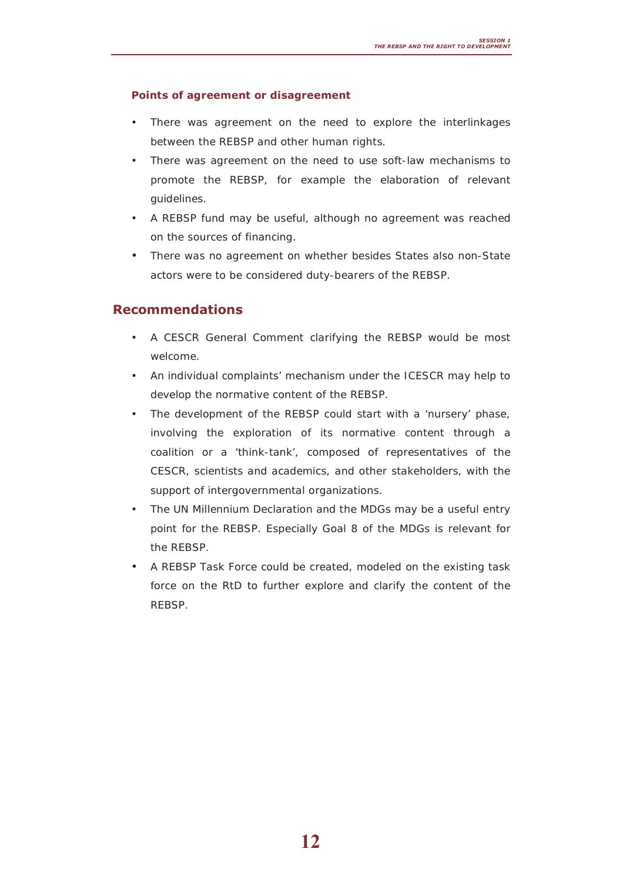### Points of agreement or disagreement

- There was agreement on the need to explore the interlinkages between the REBSP and other human rights.
- There was agreement on the need to use soft-law mechanisms to promote the REBSP, for example the elaboration of relevant guidelines.
- A REBSP fund may be useful, although no agreement was reached on the sources of financing.
- There was no agreement on whether besides States also non-State actors were to be considered duty-bearers of the REBSP.

## Recommendations

- A CESCR General Comment clarifying the REBSP would be most welcome.
- An individual complaints' mechanism under the ICESCR may help to develop the normative content of the REBSP.
- The development of the REBSP could start with a 'nursery' phase, involving the exploration of its normative content through a coalition or a 'think-tank', composed of representatives of the CESCR, scientists and academics, and other stakeholders, with the support of intergovernmental organizations.
- The UN Millennium Declaration and the MDGs may be a useful entry point for the REBSP. Especially Goal 8 of the MDGs is relevant for the REBSP.
- A REBSP Task Force could be created, modeled on the existing task force on the RtD to further explore and clarify the content of the REBSP.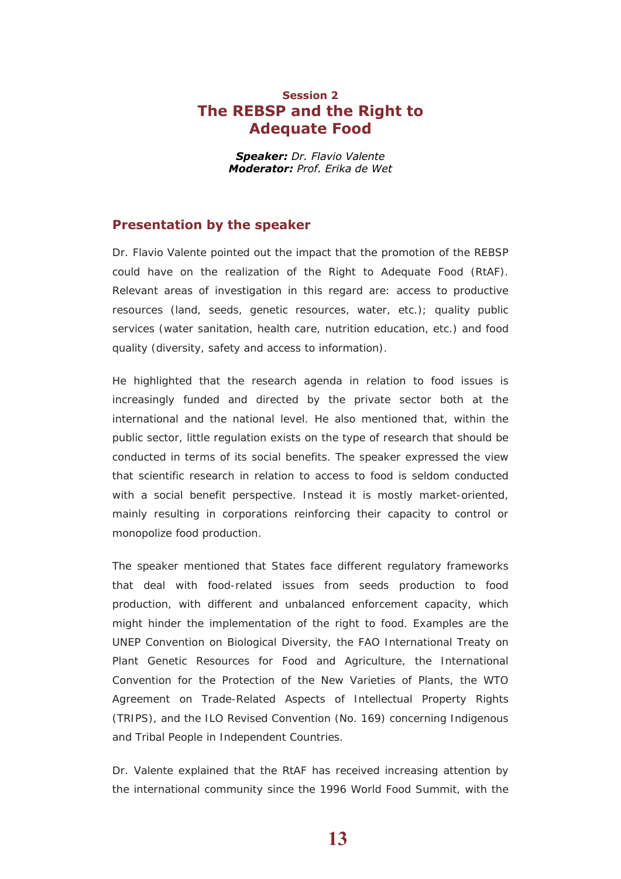## Session 2
# The REBSP and the Right to Adequate Food

***Speaker:*** *Dr. Flavio Valente*
***Moderator:*** *Prof. Erika de Wet*

### Presentation by the speaker

Dr. Flavio Valente pointed out the impact that the promotion of the REBSP could have on the realization of the Right to Adequate Food (RtAF). Relevant areas of investigation in this regard are: access to productive resources (land, seeds, genetic resources, water, etc.); quality public services (water sanitation, health care, nutrition education, etc.) and food quality (diversity, safety and access to information).

He highlighted that the research agenda in relation to food issues is increasingly funded and directed by the private sector both at the international and the national level. He also mentioned that, within the public sector, little regulation exists on the type of research that should be conducted in terms of its social benefits. The speaker expressed the view that scientific research in relation to access to food is seldom conducted with a social benefit perspective. Instead it is mostly market-oriented, mainly resulting in corporations reinforcing their capacity to control or monopolize food production.

The speaker mentioned that States face different regulatory frameworks that deal with food-related issues from seeds production to food production, with different and unbalanced enforcement capacity, which might hinder the implementation of the right to food. Examples are the UNEP Convention on Biological Diversity, the FAO International Treaty on Plant Genetic Resources for Food and Agriculture, the International Convention for the Protection of the New Varieties of Plants, the WTO Agreement on Trade-Related Aspects of Intellectual Property Rights (TRIPS), and the ILO Revised Convention (No. 169) concerning Indigenous and Tribal People in Independent Countries.

Dr. Valente explained that the RtAF has received increasing attention by the international community since the 1996 World Food Summit, with the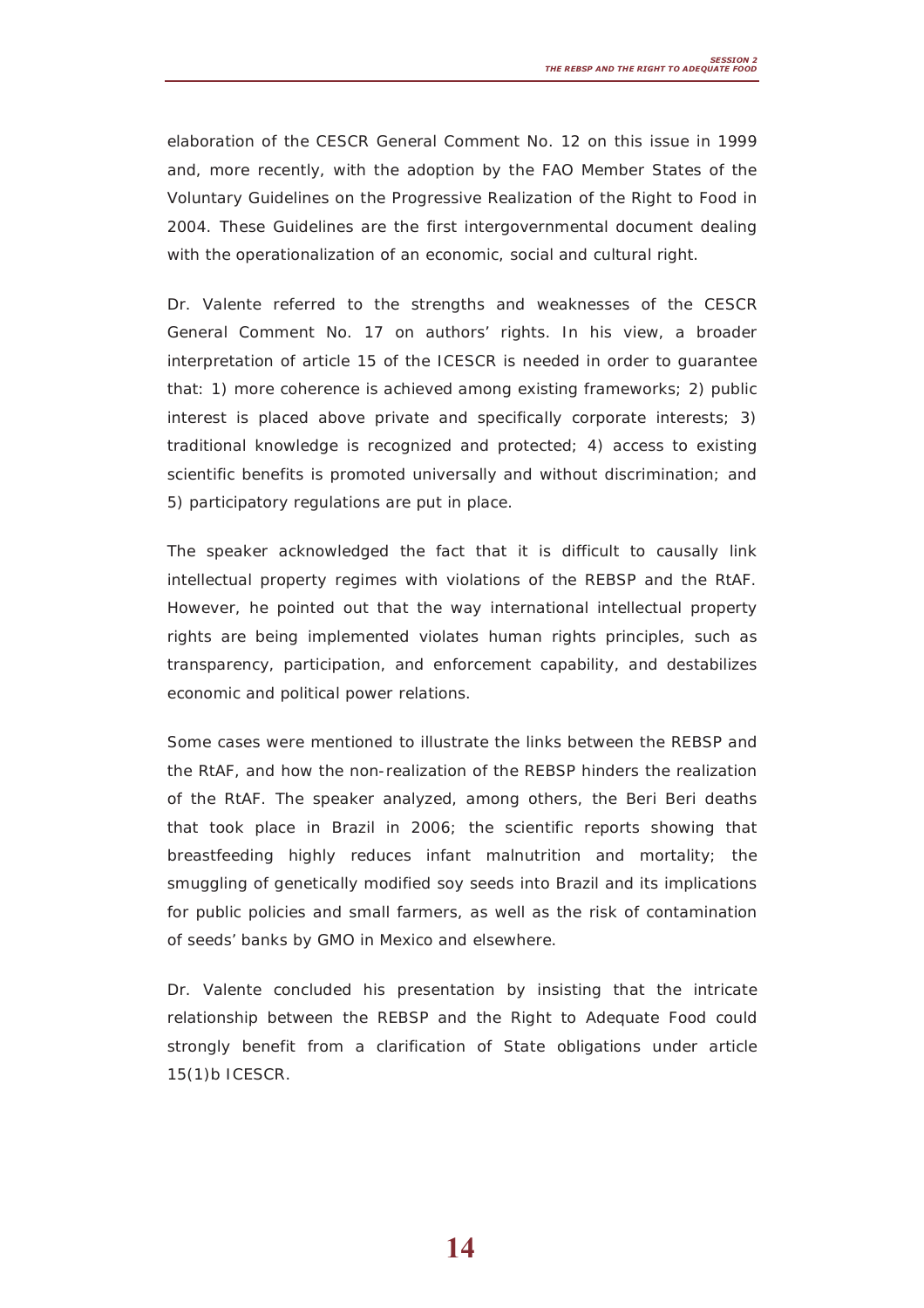elaboration of the CESCR General Comment No. 12 on this issue in 1999 and, more recently, with the adoption by the FAO Member States of the Voluntary Guidelines on the Progressive Realization of the Right to Food in 2004. These Guidelines are the first intergovernmental document dealing with the operationalization of an economic, social and cultural right.

Dr. Valente referred to the strengths and weaknesses of the CESCR General Comment No. 17 on authors' rights. In his view, a broader interpretation of article 15 of the ICESCR is needed in order to guarantee that: 1) more coherence is achieved among existing frameworks; 2) public interest is placed above private and specifically corporate interests; 3) traditional knowledge is recognized and protected; 4) access to existing scientific benefits is promoted universally and without discrimination; and 5) participatory regulations are put in place.

The speaker acknowledged the fact that it is difficult to causally link intellectual property regimes with violations of the REBSP and the RtAF. However, he pointed out that the way international intellectual property rights are being implemented violates human rights principles, such as transparency, participation, and enforcement capability, and destabilizes economic and political power relations.

Some cases were mentioned to illustrate the links between the REBSP and the RtAF, and how the non-realization of the REBSP hinders the realization of the RtAF. The speaker analyzed, among others, the Beri Beri deaths that took place in Brazil in 2006; the scientific reports showing that breastfeeding highly reduces infant malnutrition and mortality; the smuggling of genetically modified soy seeds into Brazil and its implications for public policies and small farmers, as well as the risk of contamination of seeds' banks by GMO in Mexico and elsewhere.

Dr. Valente concluded his presentation by insisting that the intricate relationship between the REBSP and the Right to Adequate Food could strongly benefit from a clarification of State obligations under article 15(1)b ICESCR.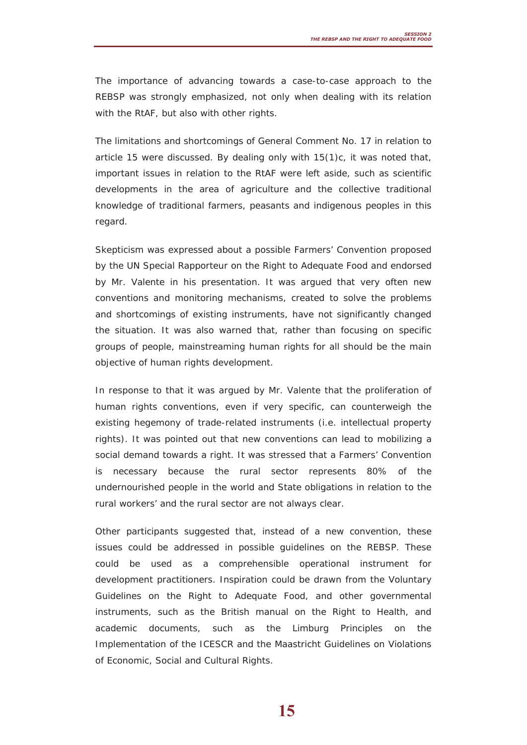The importance of advancing towards a case-to-case approach to the REBSP was strongly emphasized, not only when dealing with its relation with the RtAF, but also with other rights.

The limitations and shortcomings of General Comment No. 17 in relation to article 15 were discussed. By dealing only with 15(1)c, it was noted that, important issues in relation to the RtAF were left aside, such as scientific developments in the area of agriculture and the collective traditional knowledge of traditional farmers, peasants and indigenous peoples in this regard.

Skepticism was expressed about a possible Farmers' Convention proposed by the UN Special Rapporteur on the Right to Adequate Food and endorsed by Mr. Valente in his presentation. It was argued that very often new conventions and monitoring mechanisms, created to solve the problems and shortcomings of existing instruments, have not significantly changed the situation. It was also warned that, rather than focusing on specific groups of people, mainstreaming human rights for all should be the main objective of human rights development.

In response to that it was argued by Mr. Valente that the proliferation of human rights conventions, even if very specific, can counterweigh the existing hegemony of trade-related instruments (i.e. intellectual property rights). It was pointed out that new conventions can lead to mobilizing a social demand towards a right. It was stressed that a Farmers' Convention is necessary because the rural sector represents 80% of the undernourished people in the world and State obligations in relation to the rural workers' and the rural sector are not always clear.

Other participants suggested that, instead of a new convention, these issues could be addressed in possible guidelines on the REBSP. These could be used as a comprehensible operational instrument for development practitioners. Inspiration could be drawn from the Voluntary Guidelines on the Right to Adequate Food, and other governmental instruments, such as the British manual on the Right to Health, and academic documents, such as the Limburg Principles on the Implementation of the ICESCR and the Maastricht Guidelines on Violations of Economic, Social and Cultural Rights.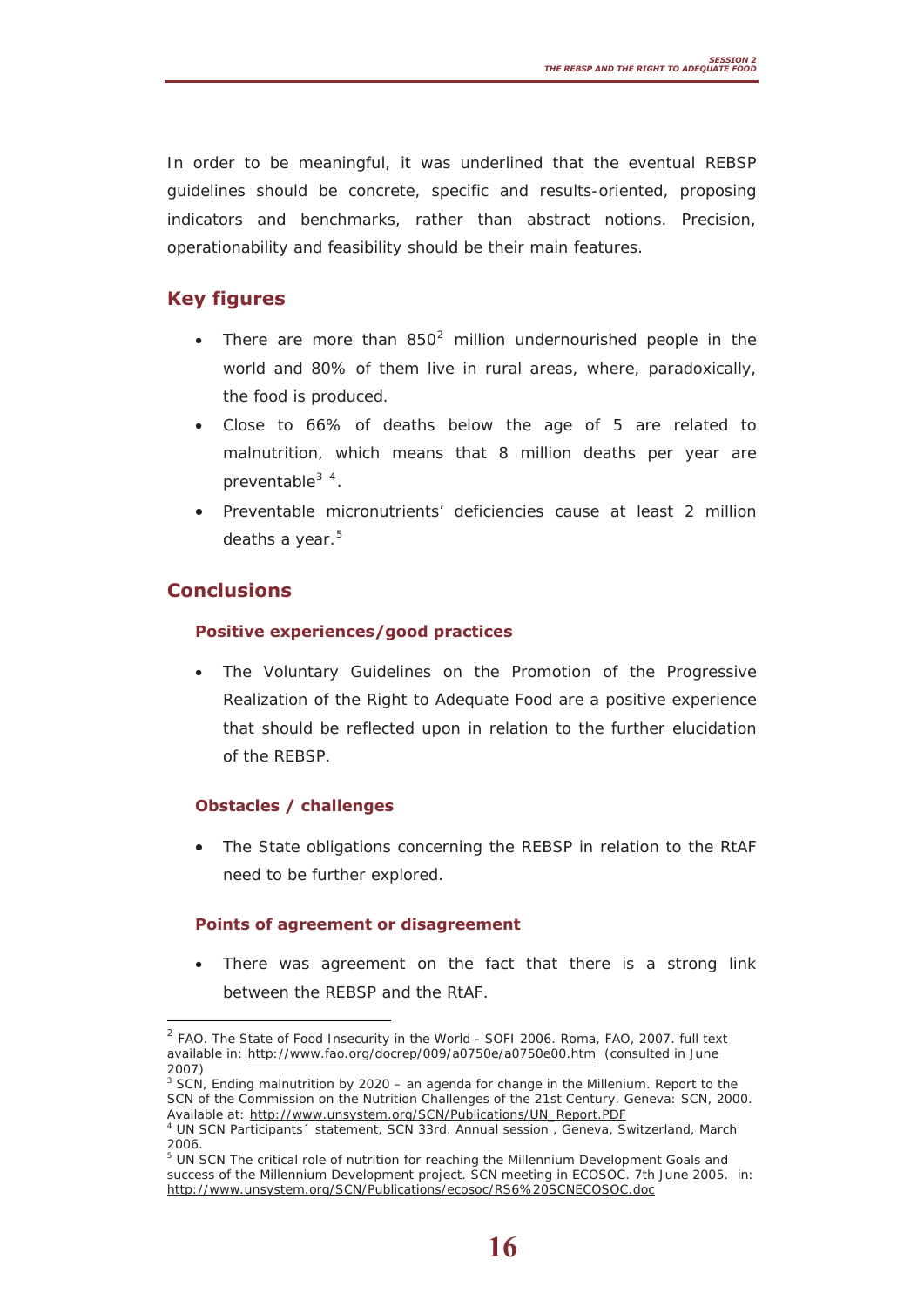In order to be meaningful, it was underlined that the eventual REBSP guidelines should be concrete, specific and results-oriented, proposing indicators and benchmarks, rather than abstract notions. Precision, operationability and feasibility should be their main features.

## Key figures

- There are more than 850[2] million undernourished people in the world and 80% of them live in rural areas, where, paradoxically, the food is produced.
- Close to 66% of deaths below the age of 5 are related to malnutrition, which means that 8 million deaths per year are preventable[3] [4].
- Preventable micronutrients' deficiencies cause at least 2 million deaths a year.[5]

## Conclusions

### Positive experiences/good practices

- The Voluntary Guidelines on the Promotion of the Progressive Realization of the Right to Adequate Food are a positive experience that should be reflected upon in relation to the further elucidation of the REBSP.

### Obstacles / challenges

- The State obligations concerning the REBSP in relation to the RtAF need to be further explored.

### Points of agreement or disagreement

- There was agreement on the fact that there is a strong link between the REBSP and the RtAF.

---

[2] FAO. The State of Food Insecurity in the World - SOFI 2006. Roma, FAO, 2007. full text available in: http://www.fao.org/docrep/009/a0750e/a0750e00.htm (consulted in June 2007)

[3] SCN, Ending malnutrition by 2020 – an agenda for change in the Millenium. Report to the SCN of the Commission on the Nutrition Challenges of the 21st Century. Geneva: SCN, 2000. Available at: http://www.unsystem.org/SCN/Publications/UN_Report.PDF

[4] UN SCN Participants´ statement, SCN 33rd. Annual session , Geneva, Switzerland, March 2006.

[5] UN SCN The critical role of nutrition for reaching the Millennium Development Goals and success of the Millennium Development project. SCN meeting in ECOSOC. 7th June 2005. in: http://www.unsystem.org/SCN/Publications/ecosoc/RS6%20SCNECOSOC.doc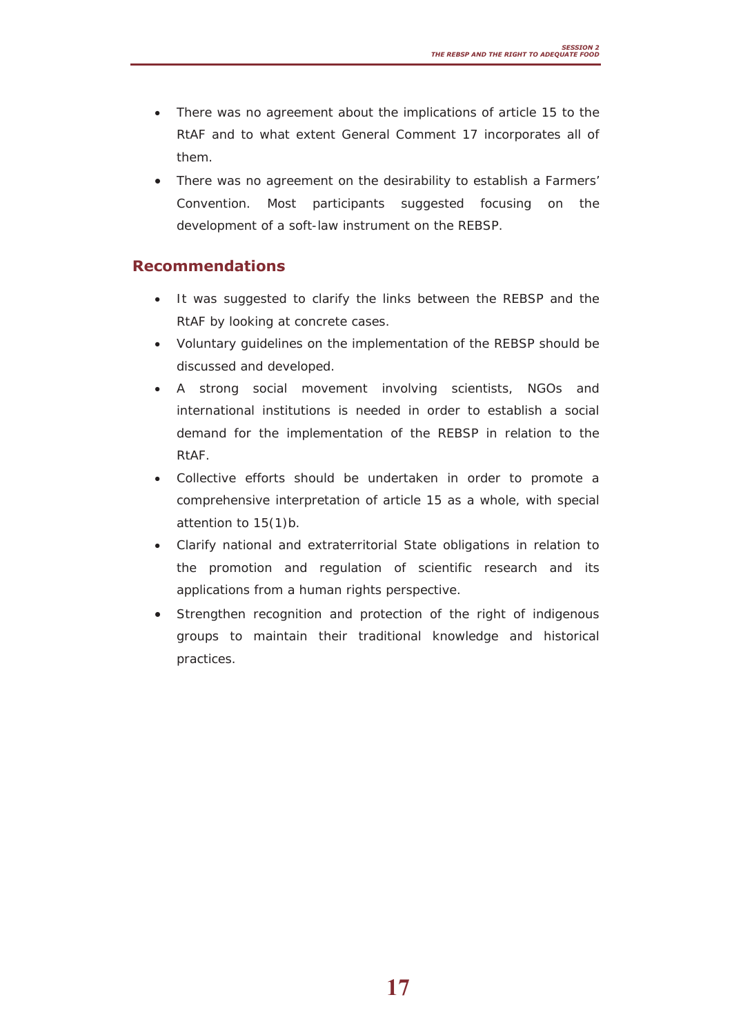- There was no agreement about the implications of article 15 to the RtAF and to what extent General Comment 17 incorporates all of them.
- There was no agreement on the desirability to establish a Farmers' Convention. Most participants suggested focusing on the development of a soft-law instrument on the REBSP.

## Recommendations

- It was suggested to clarify the links between the REBSP and the RtAF by looking at concrete cases.
- Voluntary guidelines on the implementation of the REBSP should be discussed and developed.
- A strong social movement involving scientists, NGOs and international institutions is needed in order to establish a social demand for the implementation of the REBSP in relation to the RtAF.
- Collective efforts should be undertaken in order to promote a comprehensive interpretation of article 15 as a whole, with special attention to 15(1)b.
- Clarify national and extraterritorial State obligations in relation to the promotion and regulation of scientific research and its applications from a human rights perspective.
- Strengthen recognition and protection of the right of indigenous groups to maintain their traditional knowledge and historical practices.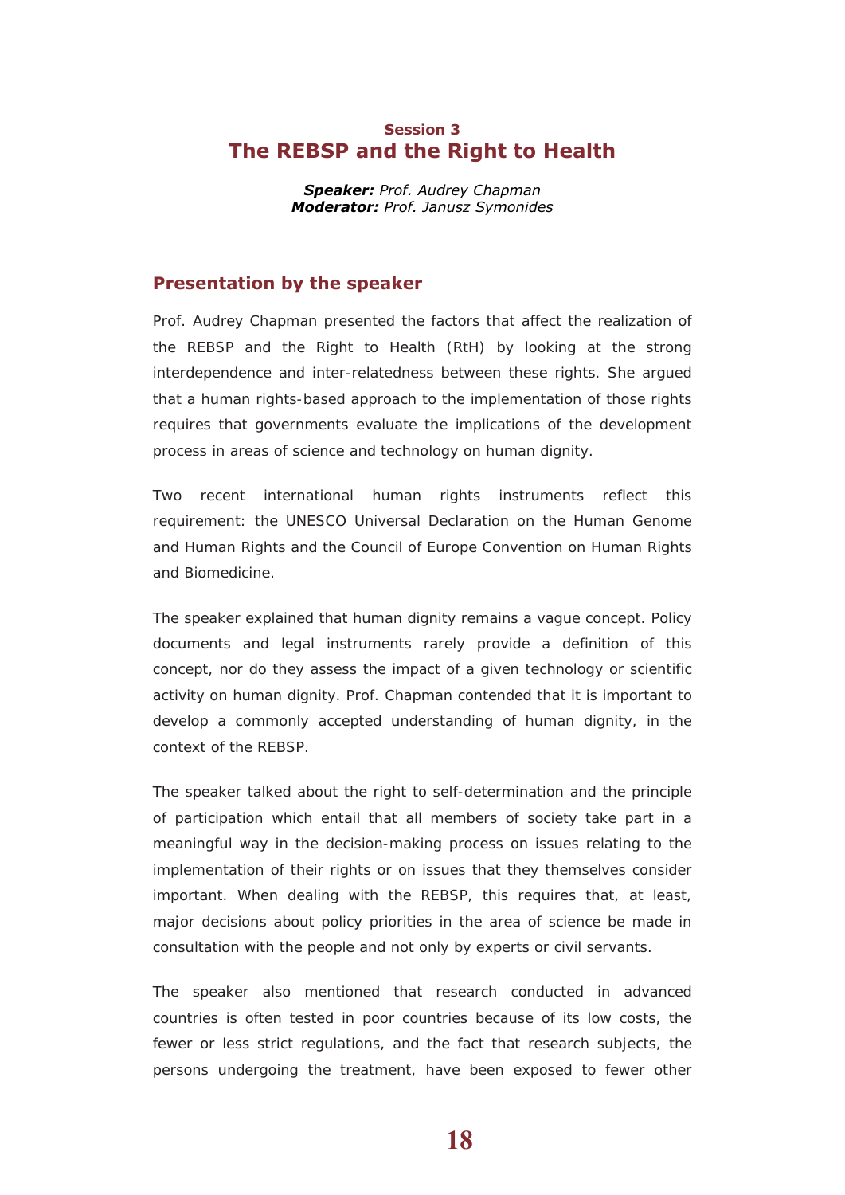## Session 3
# The REBSP and the Right to Health

***Speaker:*** *Prof. Audrey Chapman*
***Moderator:*** *Prof. Janusz Symonides*

### Presentation by the speaker

Prof. Audrey Chapman presented the factors that affect the realization of the REBSP and the Right to Health (RtH) by looking at the strong interdependence and inter-relatedness between these rights. She argued that a human rights-based approach to the implementation of those rights requires that governments evaluate the implications of the development process in areas of science and technology on human dignity.

Two recent international human rights instruments reflect this requirement: the UNESCO Universal Declaration on the Human Genome and Human Rights and the Council of Europe Convention on Human Rights and Biomedicine.

The speaker explained that human dignity remains a vague concept. Policy documents and legal instruments rarely provide a definition of this concept, nor do they assess the impact of a given technology or scientific activity on human dignity. Prof. Chapman contended that it is important to develop a commonly accepted understanding of human dignity, in the context of the REBSP.

The speaker talked about the right to self-determination and the principle of participation which entail that all members of society take part in a meaningful way in the decision-making process on issues relating to the implementation of their rights or on issues that they themselves consider important. When dealing with the REBSP, this requires that, at least, major decisions about policy priorities in the area of science be made in consultation with the people and not only by experts or civil servants.

The speaker also mentioned that research conducted in advanced countries is often tested in poor countries because of its low costs, the fewer or less strict regulations, and the fact that research subjects, the persons undergoing the treatment, have been exposed to fewer other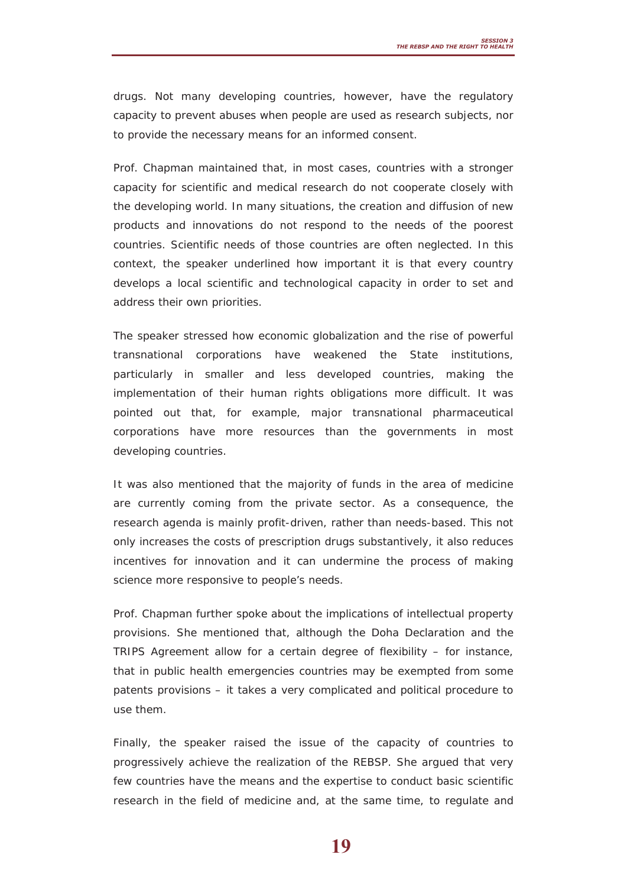drugs. Not many developing countries, however, have the regulatory capacity to prevent abuses when people are used as research subjects, nor to provide the necessary means for an informed consent.

Prof. Chapman maintained that, in most cases, countries with a stronger capacity for scientific and medical research do not cooperate closely with the developing world. In many situations, the creation and diffusion of new products and innovations do not respond to the needs of the poorest countries. Scientific needs of those countries are often neglected. In this context, the speaker underlined how important it is that every country develops a local scientific and technological capacity in order to set and address their own priorities.

The speaker stressed how economic globalization and the rise of powerful transnational corporations have weakened the State institutions, particularly in smaller and less developed countries, making the implementation of their human rights obligations more difficult. It was pointed out that, for example, major transnational pharmaceutical corporations have more resources than the governments in most developing countries.

It was also mentioned that the majority of funds in the area of medicine are currently coming from the private sector. As a consequence, the research agenda is mainly profit-driven, rather than needs-based. This not only increases the costs of prescription drugs substantively, it also reduces incentives for innovation and it can undermine the process of making science more responsive to people's needs.

Prof. Chapman further spoke about the implications of intellectual property provisions. She mentioned that, although the Doha Declaration and the TRIPS Agreement allow for a certain degree of flexibility – for instance, that in public health emergencies countries may be exempted from some patents provisions – it takes a very complicated and political procedure to use them.

Finally, the speaker raised the issue of the capacity of countries to progressively achieve the realization of the REBSP. She argued that very few countries have the means and the expertise to conduct basic scientific research in the field of medicine and, at the same time, to regulate and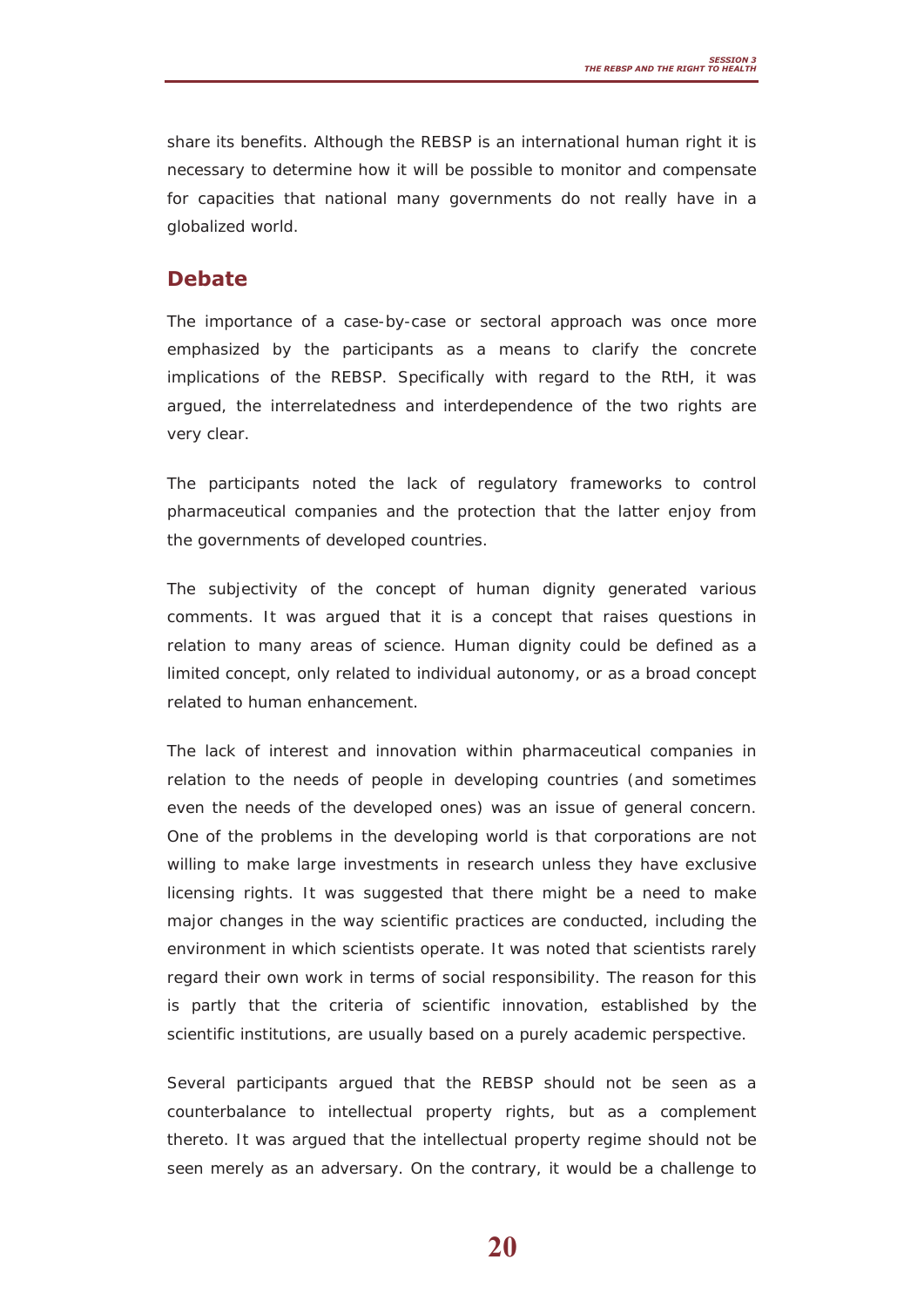share its benefits. Although the REBSP is an international human right it is necessary to determine how it will be possible to monitor and compensate for capacities that national many governments do not really have in a globalized world.

## Debate

The importance of a case-by-case or sectoral approach was once more emphasized by the participants as a means to clarify the concrete implications of the REBSP. Specifically with regard to the RtH, it was argued, the interrelatedness and interdependence of the two rights are very clear.

The participants noted the lack of regulatory frameworks to control pharmaceutical companies and the protection that the latter enjoy from the governments of developed countries.

The subjectivity of the concept of human dignity generated various comments. It was argued that it is a concept that raises questions in relation to many areas of science. Human dignity could be defined as a limited concept, only related to individual autonomy, or as a broad concept related to human enhancement.

The lack of interest and innovation within pharmaceutical companies in relation to the needs of people in developing countries (and sometimes even the needs of the developed ones) was an issue of general concern. One of the problems in the developing world is that corporations are not willing to make large investments in research unless they have exclusive licensing rights. It was suggested that there might be a need to make major changes in the way scientific practices are conducted, including the environment in which scientists operate. It was noted that scientists rarely regard their own work in terms of social responsibility. The reason for this is partly that the criteria of scientific innovation, established by the scientific institutions, are usually based on a purely academic perspective.

Several participants argued that the REBSP should not be seen as a counterbalance to intellectual property rights, but as a complement thereto. It was argued that the intellectual property regime should not be seen merely as an adversary. On the contrary, it would be a challenge to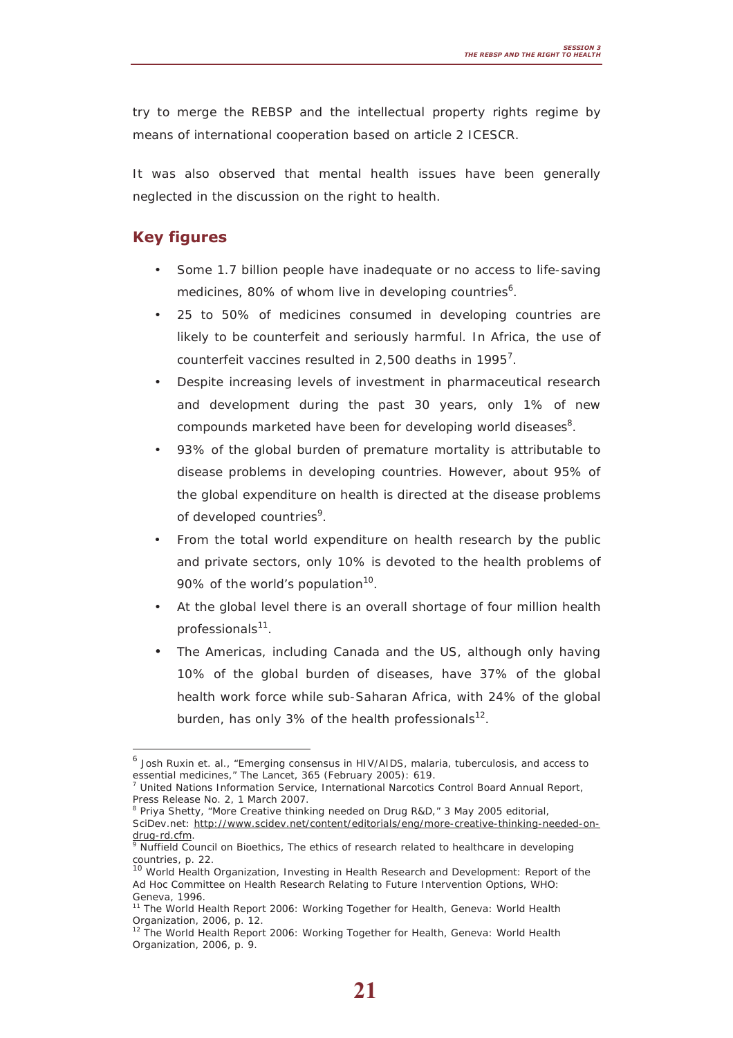try to merge the REBSP and the intellectual property rights regime by means of international cooperation based on article 2 ICESCR.

It was also observed that mental health issues have been generally neglected in the discussion on the right to health.

## Key figures

- Some 1.7 billion people have inadequate or no access to life-saving medicines, 80% of whom live in developing countries[6].
- 25 to 50% of medicines consumed in developing countries are likely to be counterfeit and seriously harmful. In Africa, the use of counterfeit vaccines resulted in 2,500 deaths in 1995[7].
- Despite increasing levels of investment in pharmaceutical research and development during the past 30 years, only 1% of new compounds marketed have been for developing world diseases[8].
- 93% of the global burden of premature mortality is attributable to disease problems in developing countries. However, about 95% of the global expenditure on health is directed at the disease problems of developed countries[9].
- From the total world expenditure on health research by the public and private sectors, only 10% is devoted to the health problems of 90% of the world's population[10].
- At the global level there is an overall shortage of four million health professionals[11].
- The Americas, including Canada and the US, although only having 10% of the global burden of diseases, have 37% of the global health work force while sub-Saharan Africa, with 24% of the global burden, has only 3% of the health professionals[12].

---

[6] Josh Ruxin et. al., "Emerging consensus in HIV/AIDS, malaria, tuberculosis, and access to essential medicines," The Lancet, 365 (February 2005): 619.

[7] United Nations Information Service, International Narcotics Control Board Annual Report, Press Release No. 2, 1 March 2007.

[8] Priya Shetty, "More Creative thinking needed on Drug R&D," 3 May 2005 editorial, SciDev.net: http://www.scidev.net/content/editorials/eng/more-creative-thinking-needed-on-drug-rd.cfm.

[9] Nuffield Council on Bioethics, The ethics of research related to healthcare in developing countries, p. 22.

[10] World Health Organization, Investing in Health Research and Development: Report of the Ad Hoc Committee on Health Research Relating to Future Intervention Options, WHO: Geneva, 1996.

[11] The World Health Report 2006: Working Together for Health, Geneva: World Health Organization, 2006, p. 12.

[12] The World Health Report 2006: Working Together for Health, Geneva: World Health Organization, 2006, p. 9.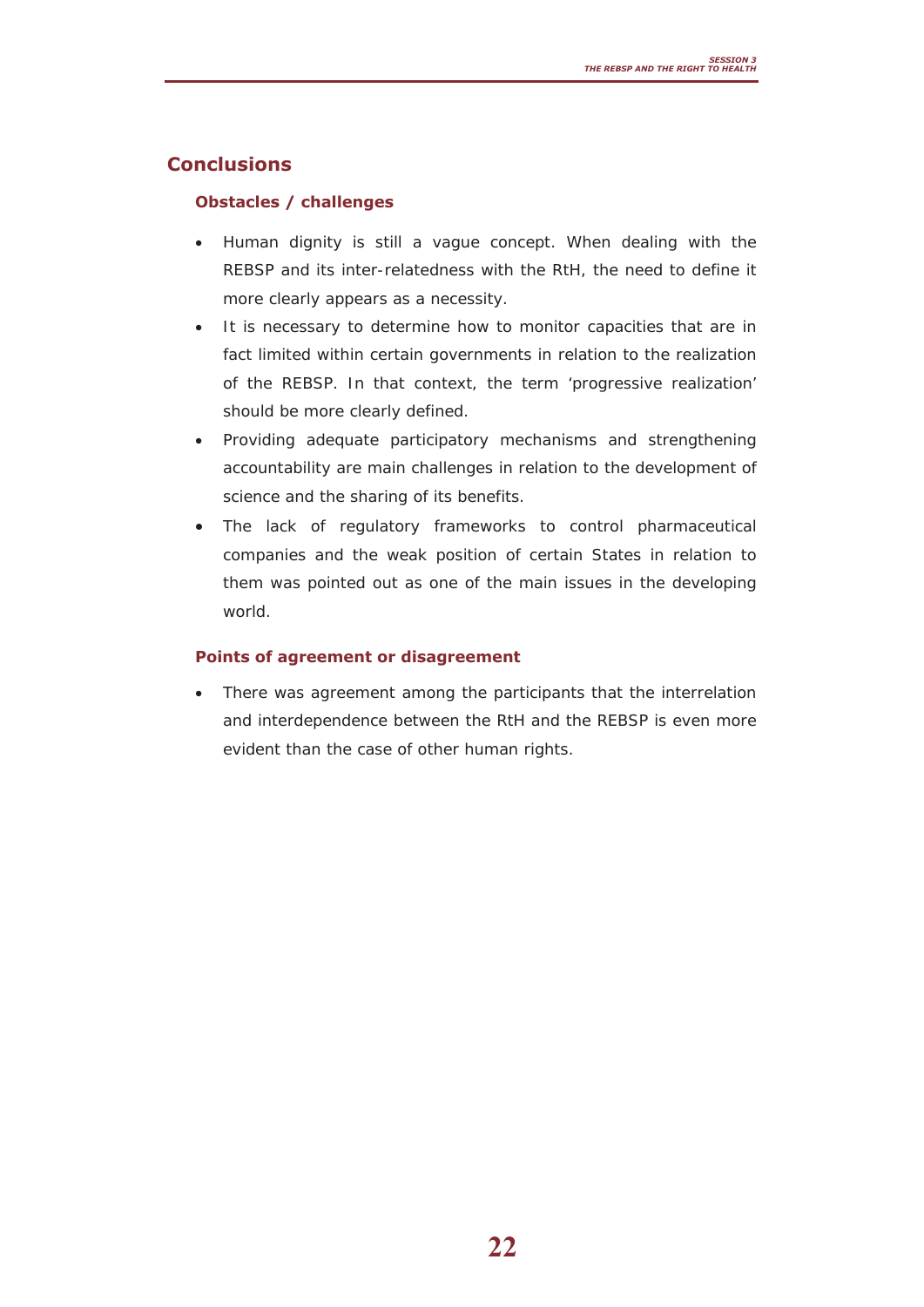## Conclusions

### Obstacles / challenges

- Human dignity is still a vague concept. When dealing with the REBSP and its inter-relatedness with the RtH, the need to define it more clearly appears as a necessity.
- It is necessary to determine how to monitor capacities that are in fact limited within certain governments in relation to the realization of the REBSP. In that context, the term 'progressive realization' should be more clearly defined.
- Providing adequate participatory mechanisms and strengthening accountability are main challenges in relation to the development of science and the sharing of its benefits.
- The lack of regulatory frameworks to control pharmaceutical companies and the weak position of certain States in relation to them was pointed out as one of the main issues in the developing world.

### Points of agreement or disagreement

- There was agreement among the participants that the interrelation and interdependence between the RtH and the REBSP is even more evident than the case of other human rights.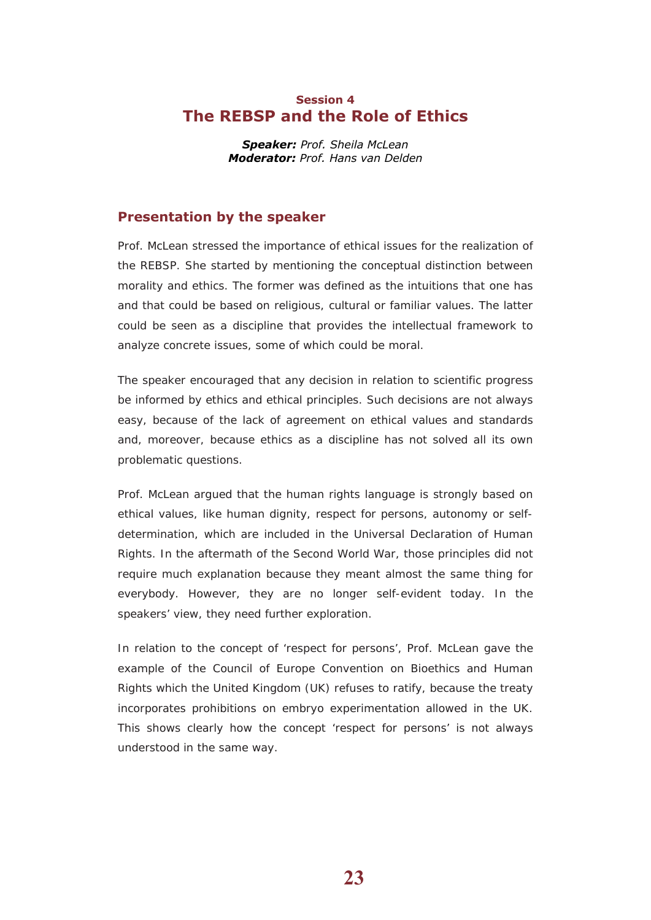## Session 4
# The REBSP and the Role of Ethics

***Speaker:*** *Prof. Sheila McLean*
***Moderator:*** *Prof. Hans van Delden*

### Presentation by the speaker

Prof. McLean stressed the importance of ethical issues for the realization of the REBSP. She started by mentioning the conceptual distinction between morality and ethics. The former was defined as the intuitions that one has and that could be based on religious, cultural or familiar values. The latter could be seen as a discipline that provides the intellectual framework to analyze concrete issues, some of which could be moral.

The speaker encouraged that any decision in relation to scientific progress be informed by ethics and ethical principles. Such decisions are not always easy, because of the lack of agreement on ethical values and standards and, moreover, because ethics as a discipline has not solved all its own problematic questions.

Prof. McLean argued that the human rights language is strongly based on ethical values, like human dignity, respect for persons, autonomy or self-determination, which are included in the Universal Declaration of Human Rights. In the aftermath of the Second World War, those principles did not require much explanation because they meant almost the same thing for everybody. However, they are no longer self-evident today. In the speakers' view, they need further exploration.

In relation to the concept of 'respect for persons', Prof. McLean gave the example of the Council of Europe Convention on Bioethics and Human Rights which the United Kingdom (UK) refuses to ratify, because the treaty incorporates prohibitions on embryo experimentation allowed in the UK. This shows clearly how the concept 'respect for persons' is not always understood in the same way.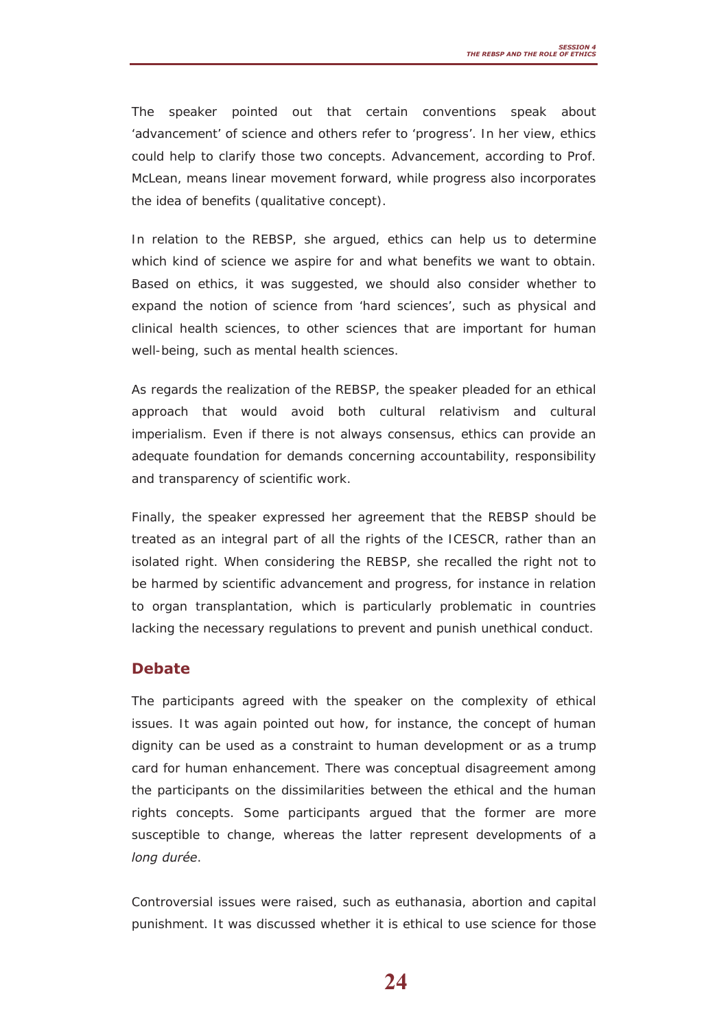The speaker pointed out that certain conventions speak about 'advancement' of science and others refer to 'progress'. In her view, ethics could help to clarify those two concepts. Advancement, according to Prof. McLean, means linear movement forward, while progress also incorporates the idea of benefits (qualitative concept).

In relation to the REBSP, she argued, ethics can help us to determine which kind of science we aspire for and what benefits we want to obtain. Based on ethics, it was suggested, we should also consider whether to expand the notion of science from 'hard sciences', such as physical and clinical health sciences, to other sciences that are important for human well-being, such as mental health sciences.

As regards the realization of the REBSP, the speaker pleaded for an ethical approach that would avoid both cultural relativism and cultural imperialism. Even if there is not always consensus, ethics can provide an adequate foundation for demands concerning accountability, responsibility and transparency of scientific work.

Finally, the speaker expressed her agreement that the REBSP should be treated as an integral part of all the rights of the ICESCR, rather than an isolated right. When considering the REBSP, she recalled the right not to be harmed by scientific advancement and progress, for instance in relation to organ transplantation, which is particularly problematic in countries lacking the necessary regulations to prevent and punish unethical conduct.

## Debate

The participants agreed with the speaker on the complexity of ethical issues. It was again pointed out how, for instance, the concept of human dignity can be used as a constraint to human development or as a trump card for human enhancement. There was conceptual disagreement among the participants on the dissimilarities between the ethical and the human rights concepts. Some participants argued that the former are more susceptible to change, whereas the latter represent developments of a *long durée*.

Controversial issues were raised, such as euthanasia, abortion and capital punishment. It was discussed whether it is ethical to use science for those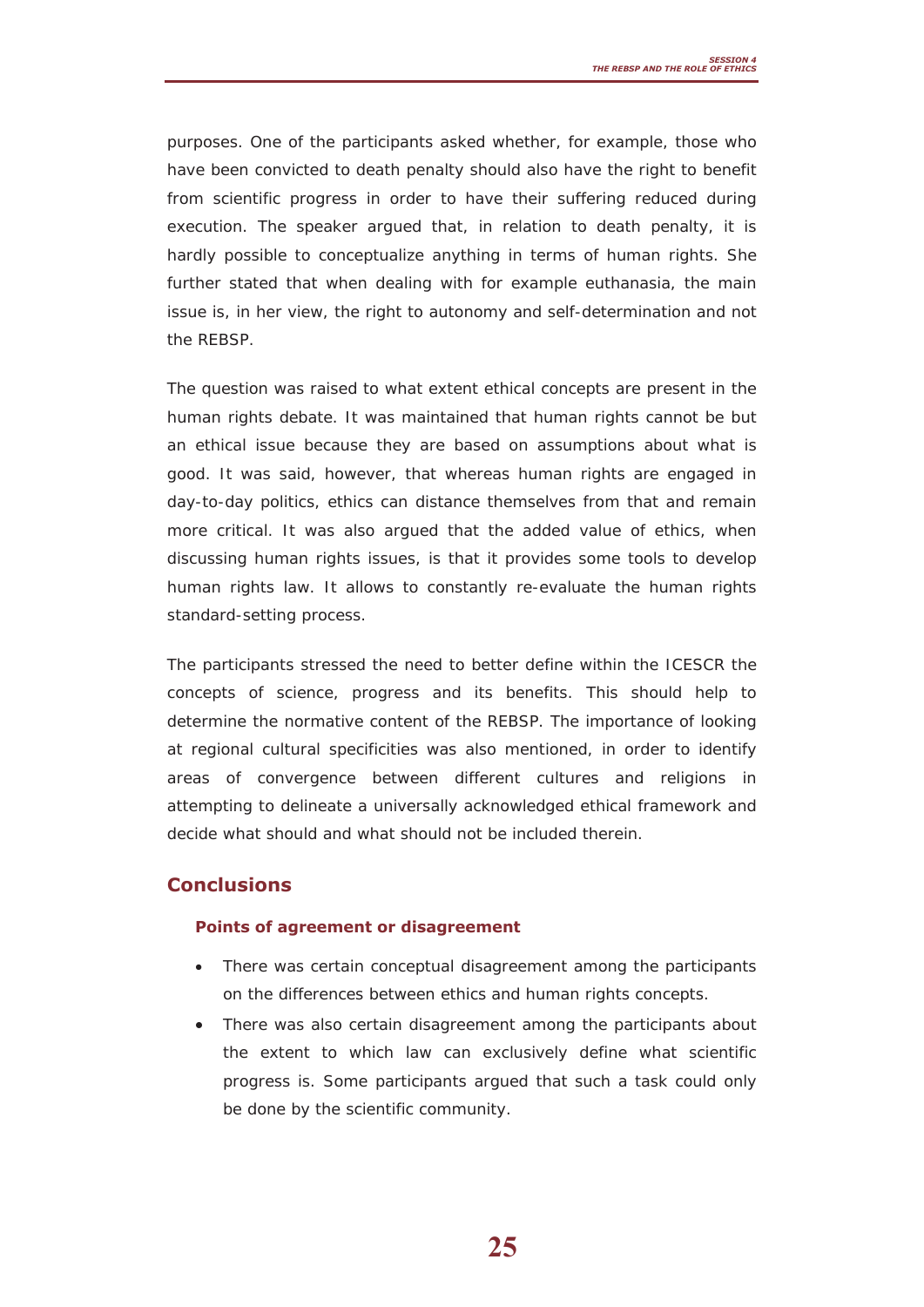purposes. One of the participants asked whether, for example, those who have been convicted to death penalty should also have the right to benefit from scientific progress in order to have their suffering reduced during execution. The speaker argued that, in relation to death penalty, it is hardly possible to conceptualize anything in terms of human rights. She further stated that when dealing with for example euthanasia, the main issue is, in her view, the right to autonomy and self-determination and not the REBSP.

The question was raised to what extent ethical concepts are present in the human rights debate. It was maintained that human rights cannot be but an ethical issue because they are based on assumptions about what is good. It was said, however, that whereas human rights are engaged in day-to-day politics, ethics can distance themselves from that and remain more critical. It was also argued that the added value of ethics, when discussing human rights issues, is that it provides some tools to develop human rights law. It allows to constantly re-evaluate the human rights standard-setting process.

The participants stressed the need to better define within the ICESCR the concepts of science, progress and its benefits. This should help to determine the normative content of the REBSP. The importance of looking at regional cultural specificities was also mentioned, in order to identify areas of convergence between different cultures and religions in attempting to delineate a universally acknowledged ethical framework and decide what should and what should not be included therein.

## Conclusions

### Points of agreement or disagreement

- There was certain conceptual disagreement among the participants on the differences between ethics and human rights concepts.
- There was also certain disagreement among the participants about the extent to which law can exclusively define what scientific progress is. Some participants argued that such a task could only be done by the scientific community.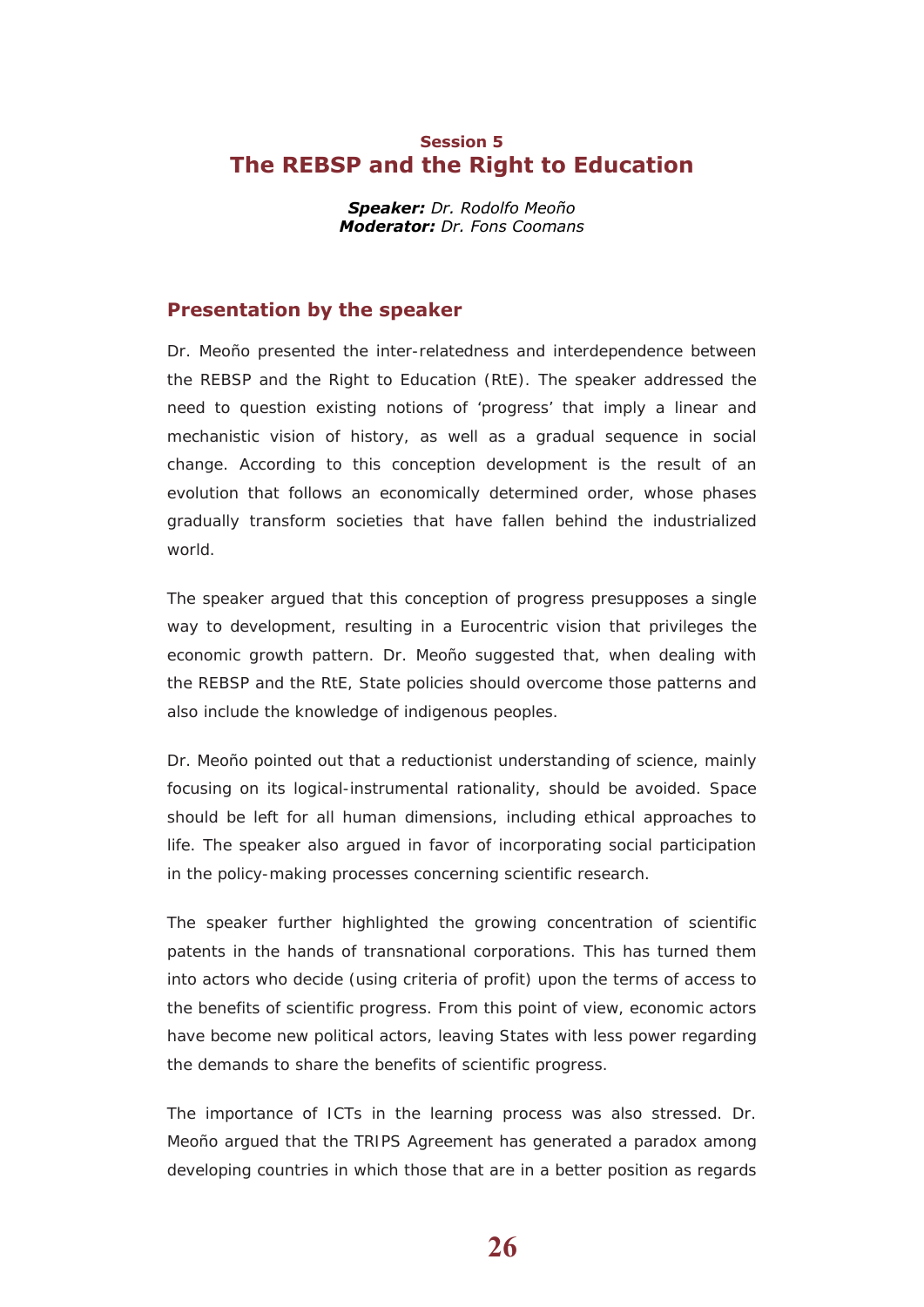### Session 5

# The REBSP and the Right to Education

***Speaker:*** *Dr. Rodolfo Meoño*
***Moderator:*** *Dr. Fons Coomans*

## Presentation by the speaker

Dr. Meoño presented the inter-relatedness and interdependence between the REBSP and the Right to Education (RtE). The speaker addressed the need to question existing notions of 'progress' that imply a linear and mechanistic vision of history, as well as a gradual sequence in social change. According to this conception development is the result of an evolution that follows an economically determined order, whose phases gradually transform societies that have fallen behind the industrialized world.

The speaker argued that this conception of progress presupposes a single way to development, resulting in a Eurocentric vision that privileges the economic growth pattern. Dr. Meoño suggested that, when dealing with the REBSP and the RtE, State policies should overcome those patterns and also include the knowledge of indigenous peoples.

Dr. Meoño pointed out that a reductionist understanding of science, mainly focusing on its logical-instrumental rationality, should be avoided. Space should be left for all human dimensions, including ethical approaches to life. The speaker also argued in favor of incorporating social participation in the policy-making processes concerning scientific research.

The speaker further highlighted the growing concentration of scientific patents in the hands of transnational corporations. This has turned them into actors who decide (using criteria of profit) upon the terms of access to the benefits of scientific progress. From this point of view, economic actors have become new political actors, leaving States with less power regarding the demands to share the benefits of scientific progress.

The importance of ICTs in the learning process was also stressed. Dr. Meoño argued that the TRIPS Agreement has generated a paradox among developing countries in which those that are in a better position as regards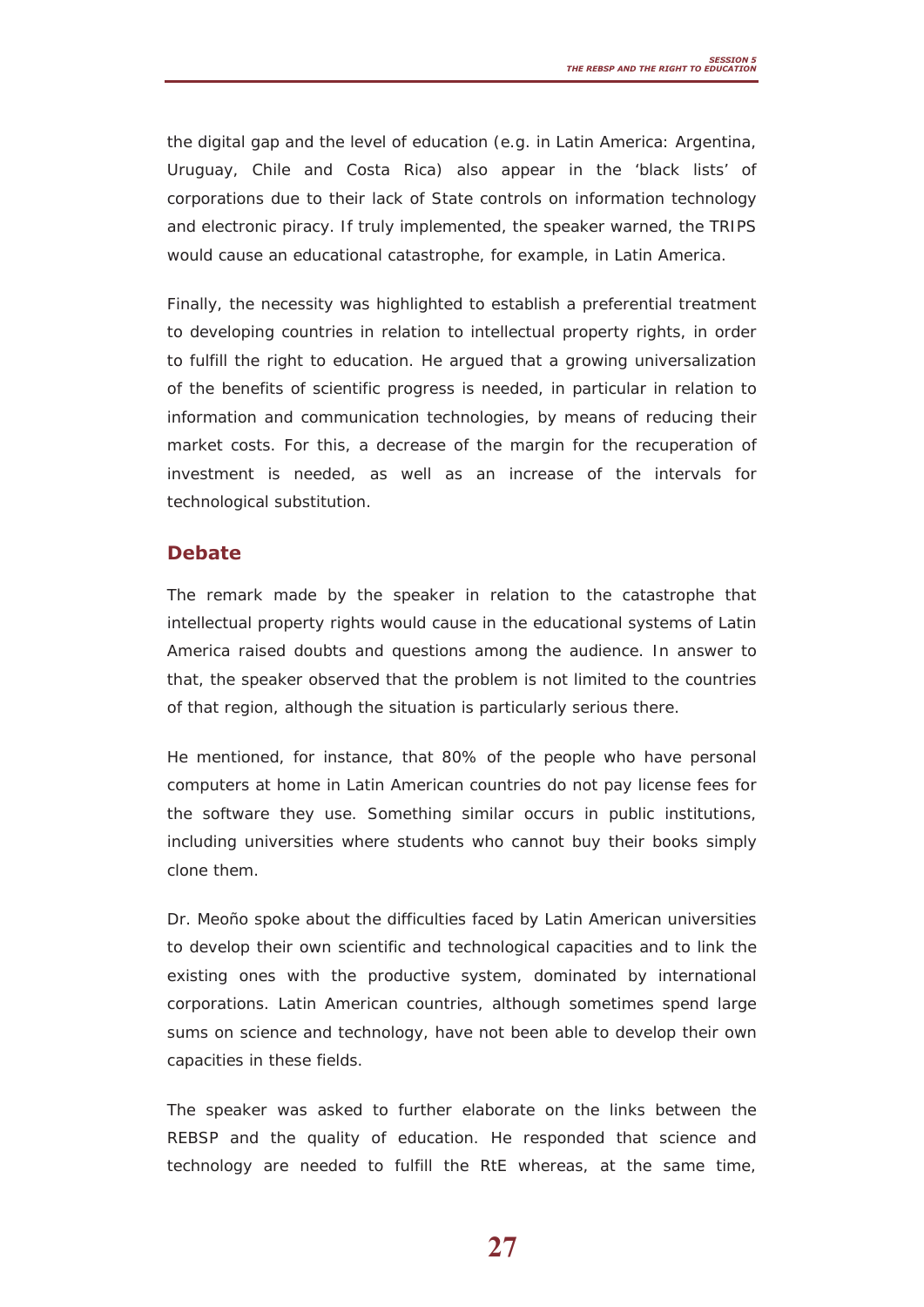the digital gap and the level of education (e.g. in Latin America: Argentina, Uruguay, Chile and Costa Rica) also appear in the 'black lists' of corporations due to their lack of State controls on information technology and electronic piracy. If truly implemented, the speaker warned, the TRIPS would cause an educational catastrophe, for example, in Latin America.

Finally, the necessity was highlighted to establish a preferential treatment to developing countries in relation to intellectual property rights, in order to fulfill the right to education. He argued that a growing universalization of the benefits of scientific progress is needed, in particular in relation to information and communication technologies, by means of reducing their market costs. For this, a decrease of the margin for the recuperation of investment is needed, as well as an increase of the intervals for technological substitution.

## Debate

The remark made by the speaker in relation to the catastrophe that intellectual property rights would cause in the educational systems of Latin America raised doubts and questions among the audience. In answer to that, the speaker observed that the problem is not limited to the countries of that region, although the situation is particularly serious there.

He mentioned, for instance, that 80% of the people who have personal computers at home in Latin American countries do not pay license fees for the software they use. Something similar occurs in public institutions, including universities where students who cannot buy their books simply clone them.

Dr. Meoño spoke about the difficulties faced by Latin American universities to develop their own scientific and technological capacities and to link the existing ones with the productive system, dominated by international corporations. Latin American countries, although sometimes spend large sums on science and technology, have not been able to develop their own capacities in these fields.

The speaker was asked to further elaborate on the links between the REBSP and the quality of education. He responded that science and technology are needed to fulfill the RtE whereas, at the same time,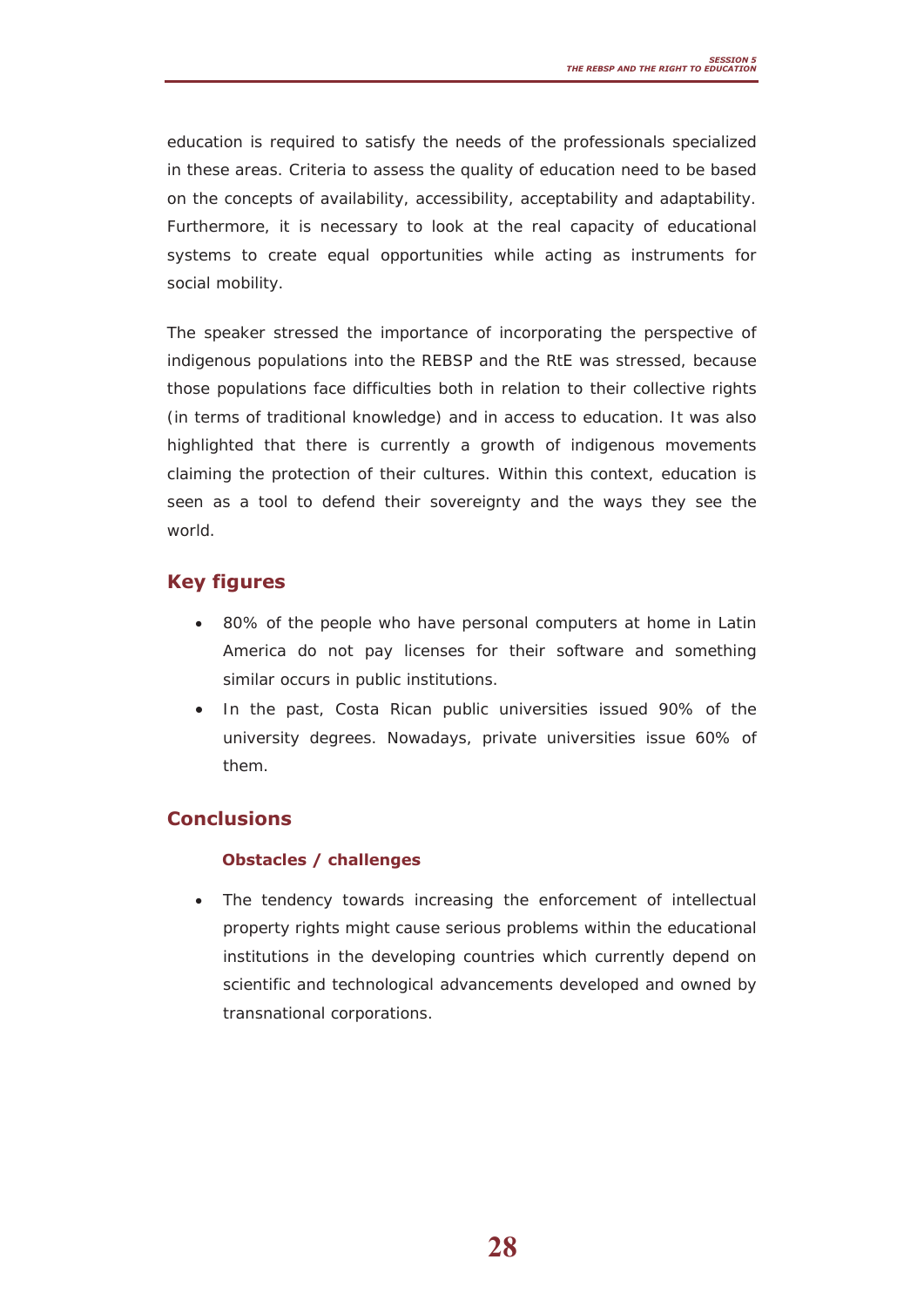education is required to satisfy the needs of the professionals specialized in these areas. Criteria to assess the quality of education need to be based on the concepts of availability, accessibility, acceptability and adaptability. Furthermore, it is necessary to look at the real capacity of educational systems to create equal opportunities while acting as instruments for social mobility.

The speaker stressed the importance of incorporating the perspective of indigenous populations into the REBSP and the RtE was stressed, because those populations face difficulties both in relation to their collective rights (in terms of traditional knowledge) and in access to education. It was also highlighted that there is currently a growth of indigenous movements claiming the protection of their cultures. Within this context, education is seen as a tool to defend their sovereignty and the ways they see the world.

## Key figures

- 80% of the people who have personal computers at home in Latin America do not pay licenses for their software and something similar occurs in public institutions.
- In the past, Costa Rican public universities issued 90% of the university degrees. Nowadays, private universities issue 60% of them.

## Conclusions

### Obstacles / challenges

- The tendency towards increasing the enforcement of intellectual property rights might cause serious problems within the educational institutions in the developing countries which currently depend on scientific and technological advancements developed and owned by transnational corporations.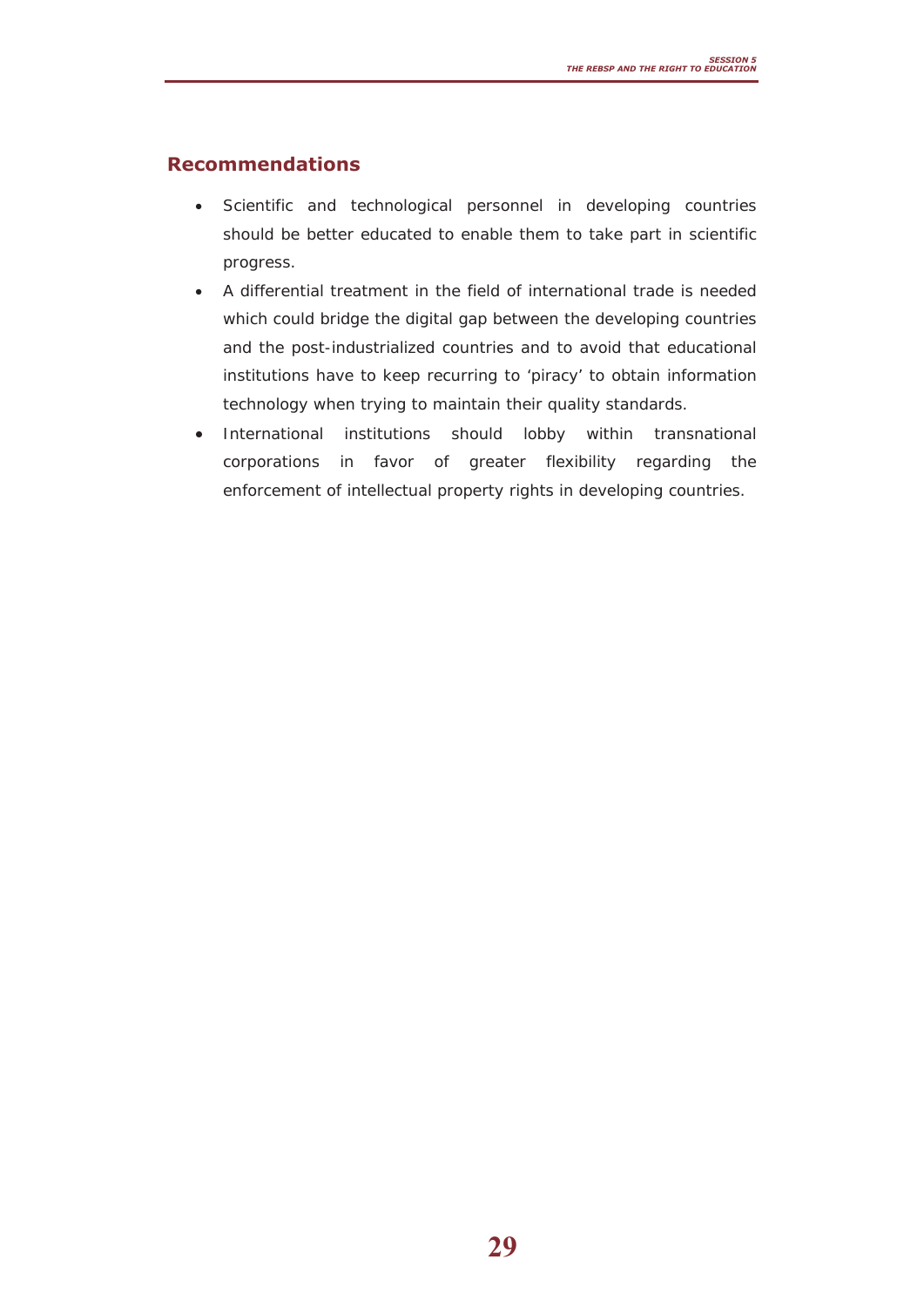## Recommendations

- Scientific and technological personnel in developing countries should be better educated to enable them to take part in scientific progress.
- A differential treatment in the field of international trade is needed which could bridge the digital gap between the developing countries and the post-industrialized countries and to avoid that educational institutions have to keep recurring to 'piracy' to obtain information technology when trying to maintain their quality standards.
- International institutions should lobby within transnational corporations in favor of greater flexibility regarding the enforcement of intellectual property rights in developing countries.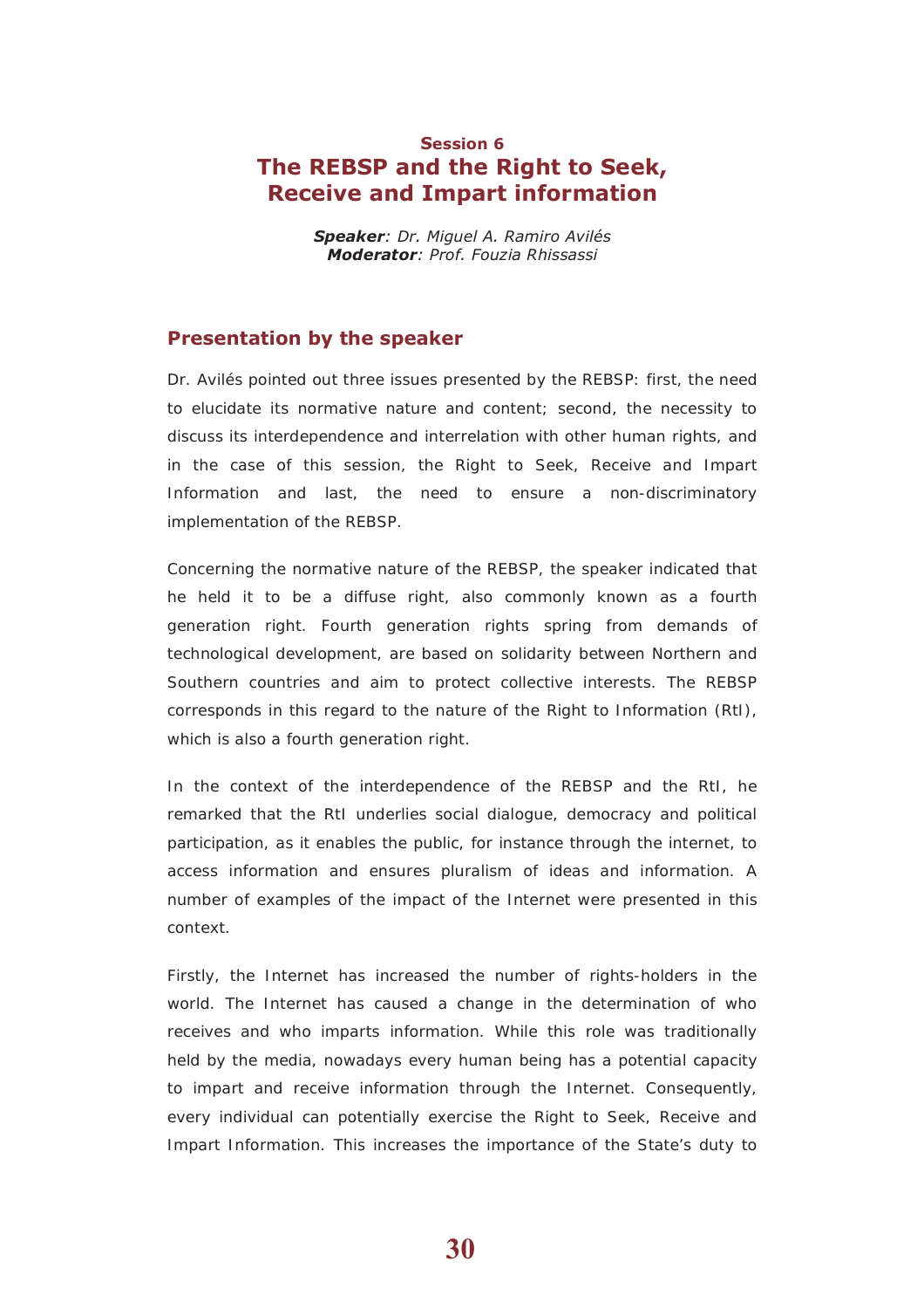## Session 6
# The REBSP and the Right to Seek, Receive and Impart information

***Speaker**: Dr. Miguel A. Ramiro Avilés*
***Moderator**: Prof. Fouzia Rhissassi*

## Presentation by the speaker

Dr. Avilés pointed out three issues presented by the REBSP: first, the need to elucidate its normative nature and content; second, the necessity to discuss its interdependence and interrelation with other human rights, and in the case of this session, the Right to Seek, Receive and Impart Information and last, the need to ensure a non-discriminatory implementation of the REBSP.

Concerning the normative nature of the REBSP, the speaker indicated that he held it to be a diffuse right, also commonly known as a fourth generation right. Fourth generation rights spring from demands of technological development, are based on solidarity between Northern and Southern countries and aim to protect collective interests. The REBSP corresponds in this regard to the nature of the Right to Information (RtI), which is also a fourth generation right.

In the context of the interdependence of the REBSP and the RtI, he remarked that the RtI underlies social dialogue, democracy and political participation, as it enables the public, for instance through the internet, to access information and ensures pluralism of ideas and information. A number of examples of the impact of the Internet were presented in this context.

Firstly, the Internet has increased the number of rights-holders in the world. The Internet has caused a change in the determination of who receives and who imparts information. While this role was traditionally held by the media, nowadays every human being has a potential capacity to impart and receive information through the Internet. Consequently, every individual can potentially exercise the Right to Seek, Receive and Impart Information. This increases the importance of the State's duty to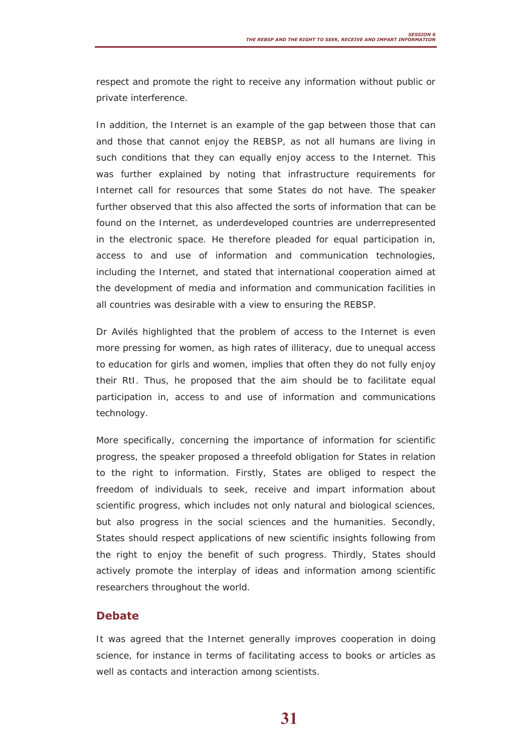respect and promote the right to receive any information without public or private interference.

In addition, the Internet is an example of the gap between those that can and those that cannot enjoy the REBSP, as not all humans are living in such conditions that they can equally enjoy access to the Internet. This was further explained by noting that infrastructure requirements for Internet call for resources that some States do not have. The speaker further observed that this also affected the sorts of information that can be found on the Internet, as underdeveloped countries are underrepresented in the electronic space. He therefore pleaded for equal participation in, access to and use of information and communication technologies, including the Internet, and stated that international cooperation aimed at the development of media and information and communication facilities in all countries was desirable with a view to ensuring the REBSP.

Dr Avilés highlighted that the problem of access to the Internet is even more pressing for women, as high rates of illiteracy, due to unequal access to education for girls and women, implies that often they do not fully enjoy their RtI. Thus, he proposed that the aim should be to facilitate equal participation in, access to and use of information and communications technology.

More specifically, concerning the importance of information for scientific progress, the speaker proposed a threefold obligation for States in relation to the right to information. Firstly, States are obliged to respect the freedom of individuals to seek, receive and impart information about scientific progress, which includes not only natural and biological sciences, but also progress in the social sciences and the humanities. Secondly, States should respect applications of new scientific insights following from the right to enjoy the benefit of such progress. Thirdly, States should actively promote the interplay of ideas and information among scientific researchers throughout the world.

## Debate

It was agreed that the Internet generally improves cooperation in doing science, for instance in terms of facilitating access to books or articles as well as contacts and interaction among scientists.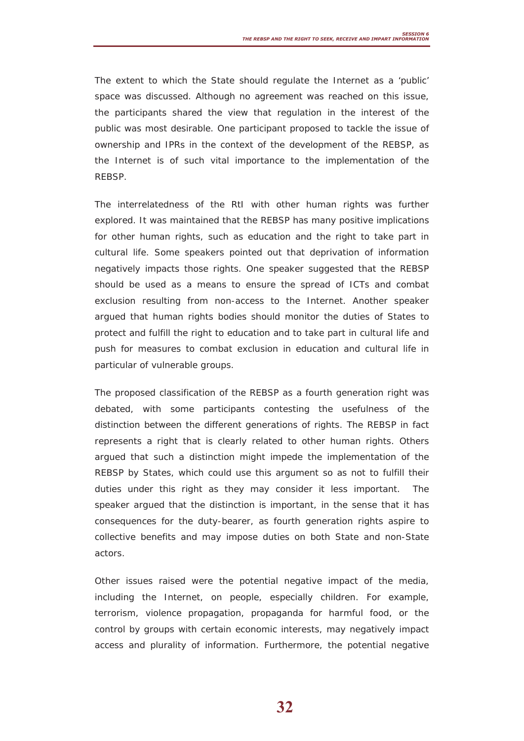The extent to which the State should regulate the Internet as a 'public' space was discussed. Although no agreement was reached on this issue, the participants shared the view that regulation in the interest of the public was most desirable. One participant proposed to tackle the issue of ownership and IPRs in the context of the development of the REBSP, as the Internet is of such vital importance to the implementation of the REBSP.

The interrelatedness of the RtI with other human rights was further explored. It was maintained that the REBSP has many positive implications for other human rights, such as education and the right to take part in cultural life. Some speakers pointed out that deprivation of information negatively impacts those rights. One speaker suggested that the REBSP should be used as a means to ensure the spread of ICTs and combat exclusion resulting from non-access to the Internet. Another speaker argued that human rights bodies should monitor the duties of States to protect and fulfill the right to education and to take part in cultural life and push for measures to combat exclusion in education and cultural life in particular of vulnerable groups.

The proposed classification of the REBSP as a fourth generation right was debated, with some participants contesting the usefulness of the distinction between the different generations of rights. The REBSP in fact represents a right that is clearly related to other human rights. Others argued that such a distinction might impede the implementation of the REBSP by States, which could use this argument so as not to fulfill their duties under this right as they may consider it less important. The speaker argued that the distinction is important, in the sense that it has consequences for the duty-bearer, as fourth generation rights aspire to collective benefits and may impose duties on both State and non-State actors.

Other issues raised were the potential negative impact of the media, including the Internet, on people, especially children. For example, terrorism, violence propagation, propaganda for harmful food, or the control by groups with certain economic interests, may negatively impact access and plurality of information. Furthermore, the potential negative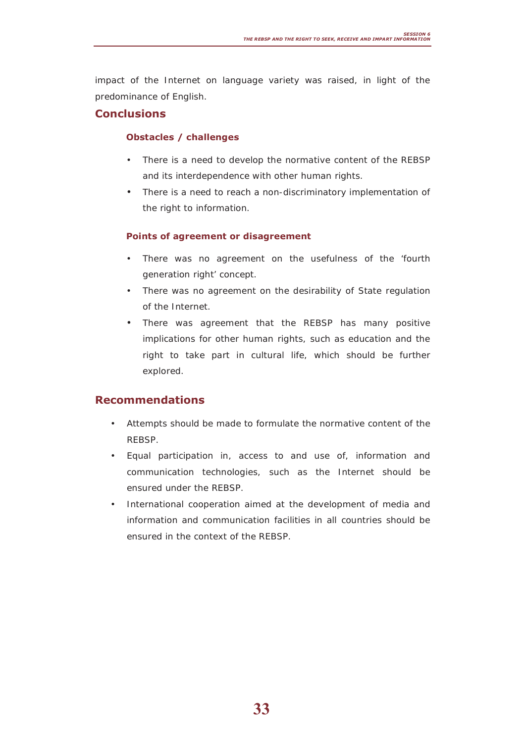impact of the Internet on language variety was raised, in light of the predominance of English.

## Conclusions

### Obstacles / challenges

- There is a need to develop the normative content of the REBSP and its interdependence with other human rights.
- There is a need to reach a non-discriminatory implementation of the right to information.

### Points of agreement or disagreement

- There was no agreement on the usefulness of the 'fourth generation right' concept.
- There was no agreement on the desirability of State regulation of the Internet.
- There was agreement that the REBSP has many positive implications for other human rights, such as education and the right to take part in cultural life, which should be further explored.

## Recommendations

- Attempts should be made to formulate the normative content of the REBSP.
- Equal participation in, access to and use of, information and communication technologies, such as the Internet should be ensured under the REBSP.
- International cooperation aimed at the development of media and information and communication facilities in all countries should be ensured in the context of the REBSP.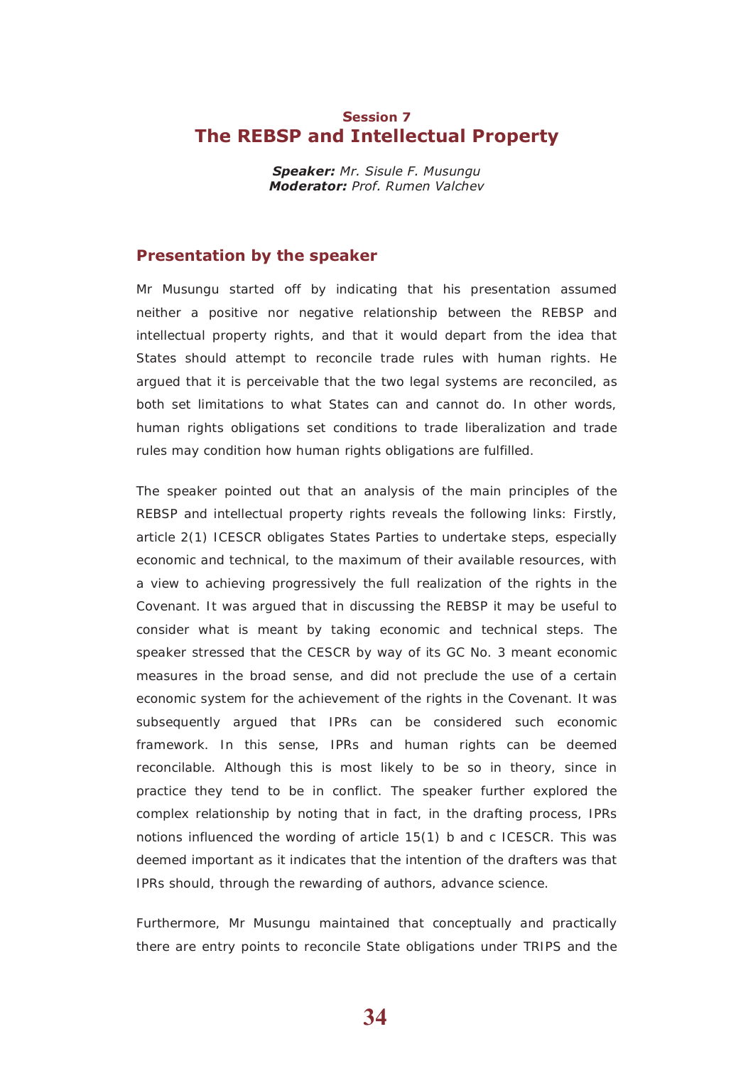## Session 7
# The REBSP and Intellectual Property

***Speaker:*** *Mr. Sisule F. Musungu*
***Moderator:*** *Prof. Rumen Valchev*

### Presentation by the speaker

Mr Musungu started off by indicating that his presentation assumed neither a positive nor negative relationship between the REBSP and intellectual property rights, and that it would depart from the idea that States should attempt to reconcile trade rules with human rights. He argued that it is perceivable that the two legal systems are reconciled, as both set limitations to what States can and cannot do. In other words, human rights obligations set conditions to trade liberalization and trade rules may condition how human rights obligations are fulfilled.

The speaker pointed out that an analysis of the main principles of the REBSP and intellectual property rights reveals the following links: Firstly, article 2(1) ICESCR obligates States Parties to undertake steps, especially economic and technical, to the maximum of their available resources, with a view to achieving progressively the full realization of the rights in the Covenant. It was argued that in discussing the REBSP it may be useful to consider what is meant by taking economic and technical steps. The speaker stressed that the CESCR by way of its GC No. 3 meant economic measures in the broad sense, and did not preclude the use of a certain economic system for the achievement of the rights in the Covenant. It was subsequently argued that IPRs can be considered such economic framework. In this sense, IPRs and human rights can be deemed reconcilable. Although this is most likely to be so in theory, since in practice they tend to be in conflict. The speaker further explored the complex relationship by noting that in fact, in the drafting process, IPRs notions influenced the wording of article 15(1) b and c ICESCR. This was deemed important as it indicates that the intention of the drafters was that IPRs should, through the rewarding of authors, advance science.

Furthermore, Mr Musungu maintained that conceptually and practically there are entry points to reconcile State obligations under TRIPS and the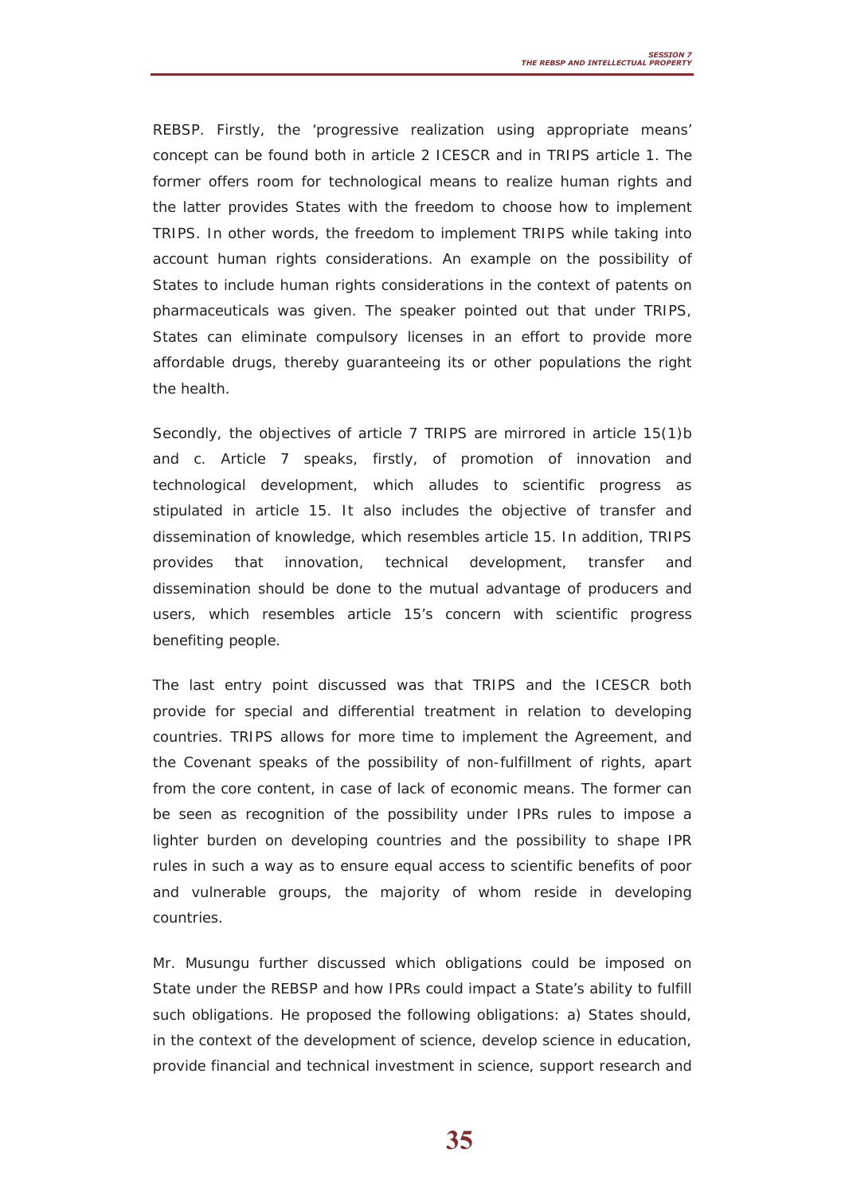REBSP. Firstly, the 'progressive realization using appropriate means' concept can be found both in article 2 ICESCR and in TRIPS article 1. The former offers room for technological means to realize human rights and the latter provides States with the freedom to choose how to implement TRIPS. In other words, the freedom to implement TRIPS while taking into account human rights considerations. An example on the possibility of States to include human rights considerations in the context of patents on pharmaceuticals was given. The speaker pointed out that under TRIPS, States can eliminate compulsory licenses in an effort to provide more affordable drugs, thereby guaranteeing its or other populations the right the health.

Secondly, the objectives of article 7 TRIPS are mirrored in article 15(1)b and c. Article 7 speaks, firstly, of promotion of innovation and technological development, which alludes to scientific progress as stipulated in article 15. It also includes the objective of transfer and dissemination of knowledge, which resembles article 15. In addition, TRIPS provides that innovation, technical development, transfer and dissemination should be done to the mutual advantage of producers and users, which resembles article 15's concern with scientific progress benefiting people.

The last entry point discussed was that TRIPS and the ICESCR both provide for special and differential treatment in relation to developing countries. TRIPS allows for more time to implement the Agreement, and the Covenant speaks of the possibility of non-fulfillment of rights, apart from the core content, in case of lack of economic means. The former can be seen as recognition of the possibility under IPRs rules to impose a lighter burden on developing countries and the possibility to shape IPR rules in such a way as to ensure equal access to scientific benefits of poor and vulnerable groups, the majority of whom reside in developing countries.

Mr. Musungu further discussed which obligations could be imposed on State under the REBSP and how IPRs could impact a State's ability to fulfill such obligations. He proposed the following obligations: a) States should, in the context of the development of science, develop science in education, provide financial and technical investment in science, support research and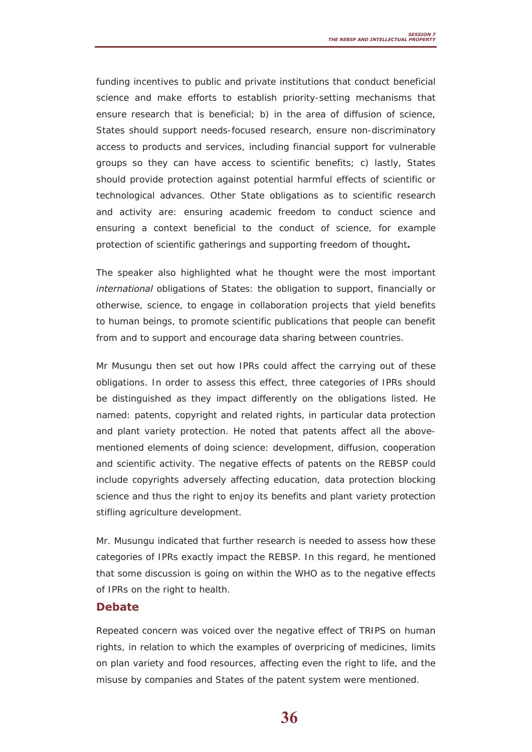funding incentives to public and private institutions that conduct beneficial science and make efforts to establish priority-setting mechanisms that ensure research that is beneficial; b) in the area of diffusion of science, States should support needs-focused research, ensure non-discriminatory access to products and services, including financial support for vulnerable groups so they can have access to scientific benefits; c) lastly, States should provide protection against potential harmful effects of scientific or technological advances. Other State obligations as to scientific research and activity are: ensuring academic freedom to conduct science and ensuring a context beneficial to the conduct of science, for example protection of scientific gatherings and supporting freedom of thought**.**

The speaker also highlighted what he thought were the most important *international* obligations of States: the obligation to support, financially or otherwise, science, to engage in collaboration projects that yield benefits to human beings, to promote scientific publications that people can benefit from and to support and encourage data sharing between countries.

Mr Musungu then set out how IPRs could affect the carrying out of these obligations. In order to assess this effect, three categories of IPRs should be distinguished as they impact differently on the obligations listed. He named: patents, copyright and related rights, in particular data protection and plant variety protection. He noted that patents affect all the above-mentioned elements of doing science: development, diffusion, cooperation and scientific activity. The negative effects of patents on the REBSP could include copyrights adversely affecting education, data protection blocking science and thus the right to enjoy its benefits and plant variety protection stifling agriculture development.

Mr. Musungu indicated that further research is needed to assess how these categories of IPRs exactly impact the REBSP. In this regard, he mentioned that some discussion is going on within the WHO as to the negative effects of IPRs on the right to health.

### Debate

Repeated concern was voiced over the negative effect of TRIPS on human rights, in relation to which the examples of overpricing of medicines, limits on plan variety and food resources, affecting even the right to life, and the misuse by companies and States of the patent system were mentioned.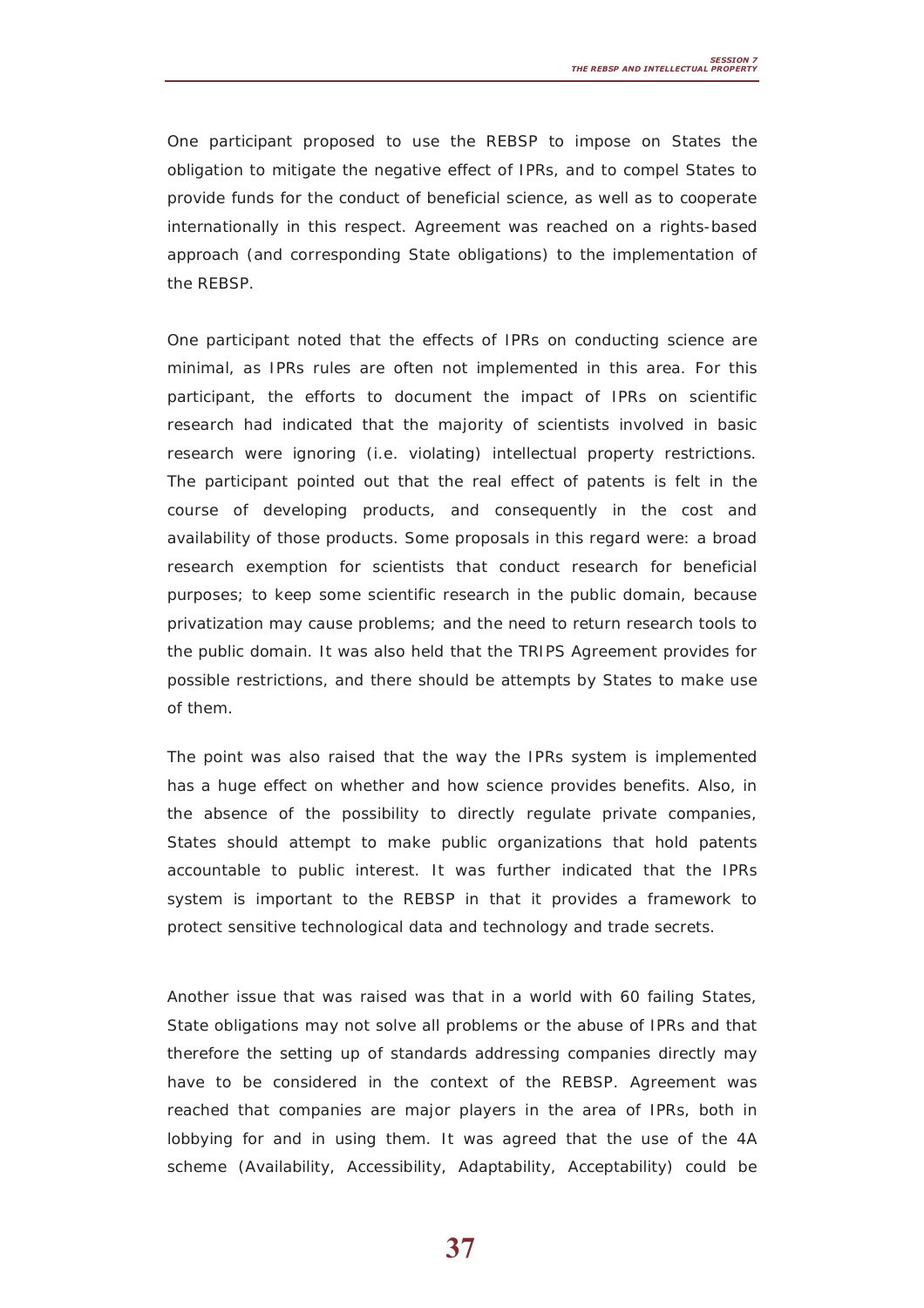One participant proposed to use the REBSP to impose on States the obligation to mitigate the negative effect of IPRs, and to compel States to provide funds for the conduct of beneficial science, as well as to cooperate internationally in this respect. Agreement was reached on a rights-based approach (and corresponding State obligations) to the implementation of the REBSP.

One participant noted that the effects of IPRs on conducting science are minimal, as IPRs rules are often not implemented in this area. For this participant, the efforts to document the impact of IPRs on scientific research had indicated that the majority of scientists involved in basic research were ignoring (i.e. violating) intellectual property restrictions. The participant pointed out that the real effect of patents is felt in the course of developing products, and consequently in the cost and availability of those products. Some proposals in this regard were: a broad research exemption for scientists that conduct research for beneficial purposes; to keep some scientific research in the public domain, because privatization may cause problems; and the need to return research tools to the public domain. It was also held that the TRIPS Agreement provides for possible restrictions, and there should be attempts by States to make use of them.

The point was also raised that the way the IPRs system is implemented has a huge effect on whether and how science provides benefits. Also, in the absence of the possibility to directly regulate private companies, States should attempt to make public organizations that hold patents accountable to public interest. It was further indicated that the IPRs system is important to the REBSP in that it provides a framework to protect sensitive technological data and technology and trade secrets.

Another issue that was raised was that in a world with 60 failing States, State obligations may not solve all problems or the abuse of IPRs and that therefore the setting up of standards addressing companies directly may have to be considered in the context of the REBSP. Agreement was reached that companies are major players in the area of IPRs, both in lobbying for and in using them. It was agreed that the use of the 4A scheme (Availability, Accessibility, Adaptability, Acceptability) could be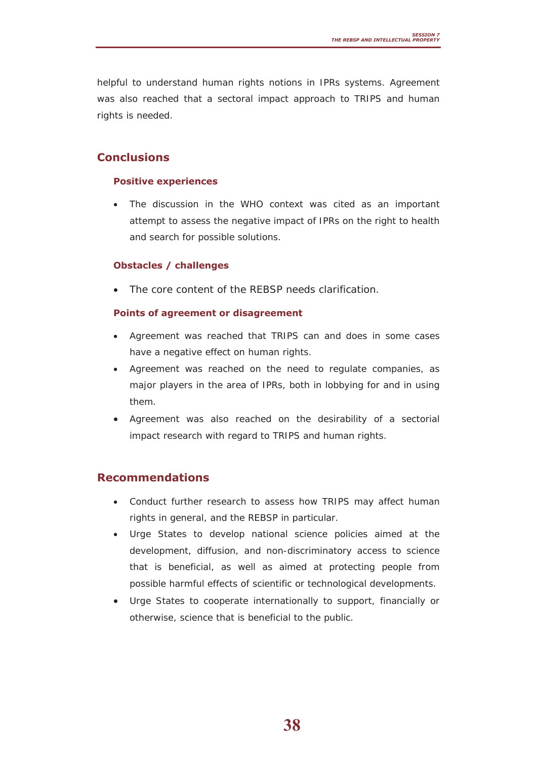helpful to understand human rights notions in IPRs systems. Agreement was also reached that a sectoral impact approach to TRIPS and human rights is needed.

## Conclusions

### Positive experiences

- The discussion in the WHO context was cited as an important attempt to assess the negative impact of IPRs on the right to health and search for possible solutions.

### Obstacles / challenges

- The core content of the REBSP needs clarification.

### Points of agreement or disagreement

- Agreement was reached that TRIPS can and does in some cases have a negative effect on human rights.
- Agreement was reached on the need to regulate companies, as major players in the area of IPRs, both in lobbying for and in using them.
- Agreement was also reached on the desirability of a sectorial impact research with regard to TRIPS and human rights.

## Recommendations

- Conduct further research to assess how TRIPS may affect human rights in general, and the REBSP in particular.
- Urge States to develop national science policies aimed at the development, diffusion, and non-discriminatory access to science that is beneficial, as well as aimed at protecting people from possible harmful effects of scientific or technological developments.
- Urge States to cooperate internationally to support, financially or otherwise, science that is beneficial to the public.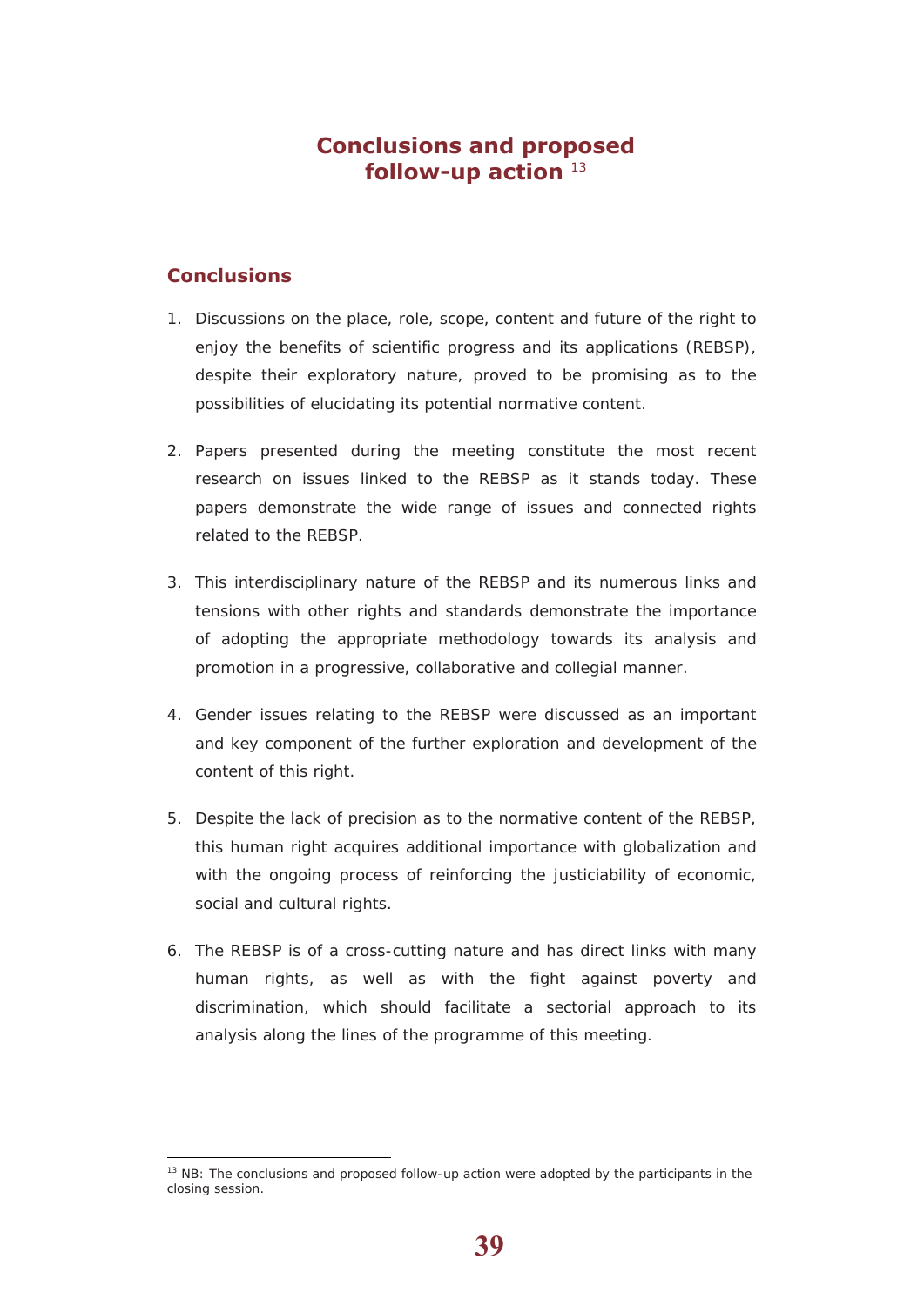# Conclusions and proposed follow-up action [13]

## Conclusions

1. Discussions on the place, role, scope, content and future of the right to enjoy the benefits of scientific progress and its applications (REBSP), despite their exploratory nature, proved to be promising as to the possibilities of elucidating its potential normative content.

2. Papers presented during the meeting constitute the most recent research on issues linked to the REBSP as it stands today. These papers demonstrate the wide range of issues and connected rights related to the REBSP.

3. This interdisciplinary nature of the REBSP and its numerous links and tensions with other rights and standards demonstrate the importance of adopting the appropriate methodology towards its analysis and promotion in a progressive, collaborative and collegial manner.

4. Gender issues relating to the REBSP were discussed as an important and key component of the further exploration and development of the content of this right.

5. Despite the lack of precision as to the normative content of the REBSP, this human right acquires additional importance with globalization and with the ongoing process of reinforcing the justiciability of economic, social and cultural rights.

6. The REBSP is of a cross-cutting nature and has direct links with many human rights, as well as with the fight against poverty and discrimination, which should facilitate a sectorial approach to its analysis along the lines of the programme of this meeting.

[13] NB: The conclusions and proposed follow-up action were adopted by the participants in the closing session.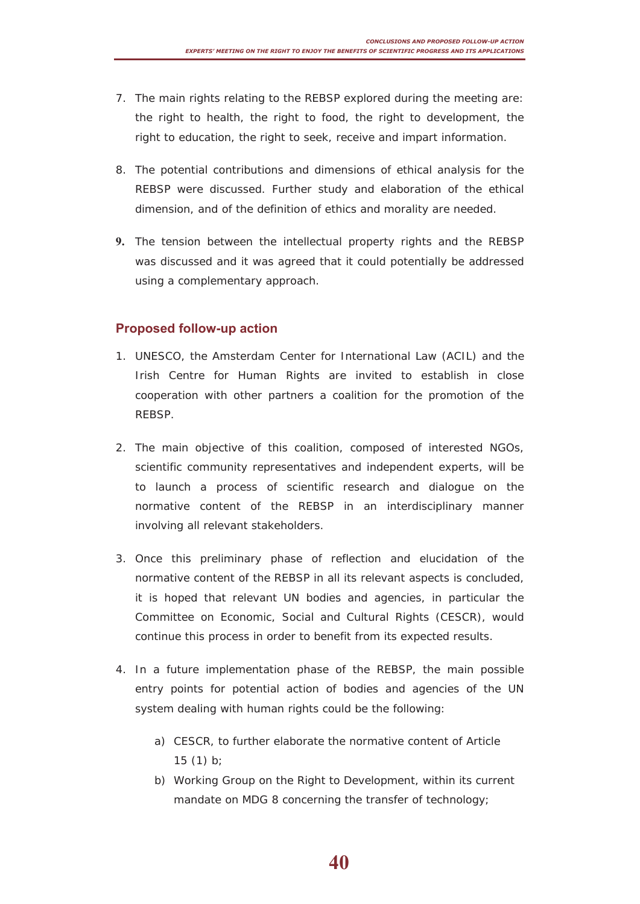7. The main rights relating to the REBSP explored during the meeting are: the right to health, the right to food, the right to development, the right to education, the right to seek, receive and impart information.

8. The potential contributions and dimensions of ethical analysis for the REBSP were discussed. Further study and elaboration of the ethical dimension, and of the definition of ethics and morality are needed.

9. The tension between the intellectual property rights and the REBSP was discussed and it was agreed that it could potentially be addressed using a complementary approach.

## Proposed follow-up action

1. UNESCO, the Amsterdam Center for International Law (ACIL) and the Irish Centre for Human Rights are invited to establish in close cooperation with other partners a coalition for the promotion of the REBSP.

2. The main objective of this coalition, composed of interested NGOs, scientific community representatives and independent experts, will be to launch a process of scientific research and dialogue on the normative content of the REBSP in an interdisciplinary manner involving all relevant stakeholders.

3. Once this preliminary phase of reflection and elucidation of the normative content of the REBSP in all its relevant aspects is concluded, it is hoped that relevant UN bodies and agencies, in particular the Committee on Economic, Social and Cultural Rights (CESCR), would continue this process in order to benefit from its expected results.

4. In a future implementation phase of the REBSP, the main possible entry points for potential action of bodies and agencies of the UN system dealing with human rights could be the following:

   a) CESCR, to further elaborate the normative content of Article 15 (1) b;
   b) Working Group on the Right to Development, within its current mandate on MDG 8 concerning the transfer of technology;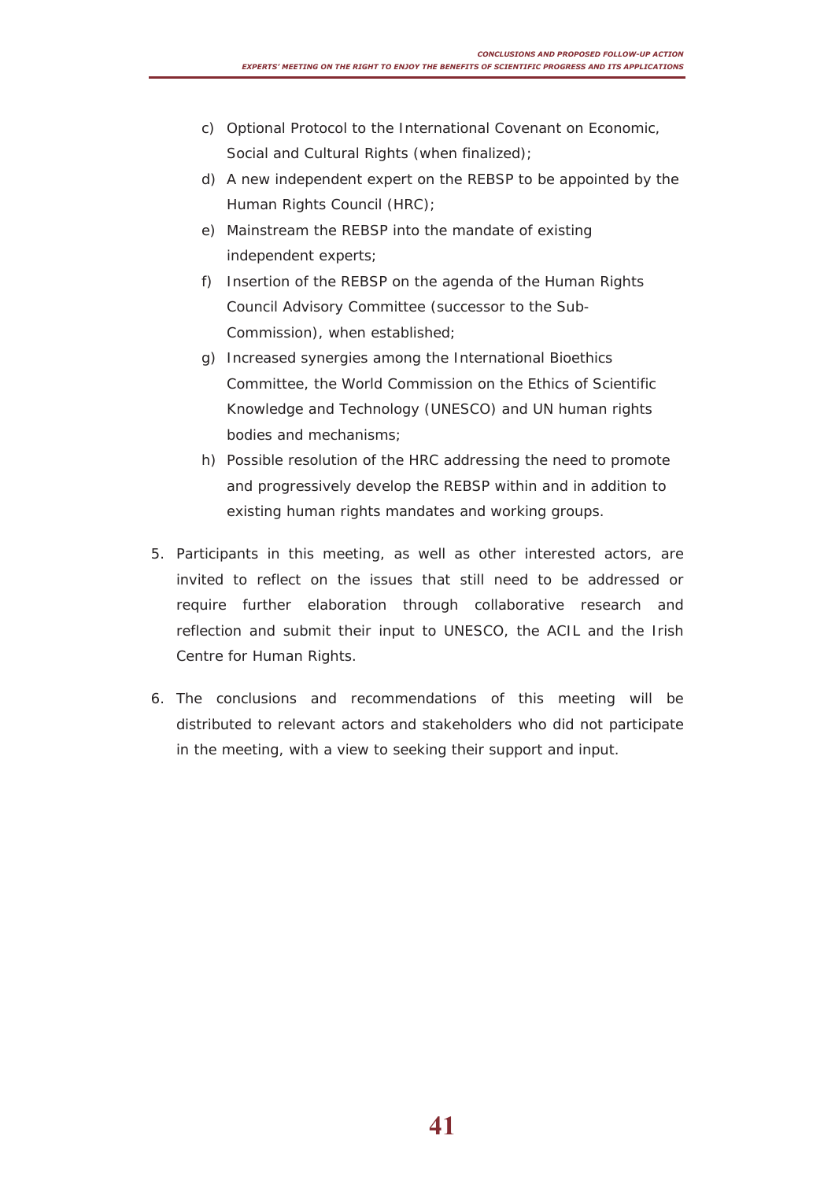c) Optional Protocol to the International Covenant on Economic, Social and Cultural Rights (when finalized);
d) A new independent expert on the REBSP to be appointed by the Human Rights Council (HRC);
e) Mainstream the REBSP into the mandate of existing independent experts;
f) Insertion of the REBSP on the agenda of the Human Rights Council Advisory Committee (successor to the Sub-Commission), when established;
g) Increased synergies among the International Bioethics Committee, the World Commission on the Ethics of Scientific Knowledge and Technology (UNESCO) and UN human rights bodies and mechanisms;
h) Possible resolution of the HRC addressing the need to promote and progressively develop the REBSP within and in addition to existing human rights mandates and working groups.

5. Participants in this meeting, as well as other interested actors, are invited to reflect on the issues that still need to be addressed or require further elaboration through collaborative research and reflection and submit their input to UNESCO, the ACIL and the Irish Centre for Human Rights.

6. The conclusions and recommendations of this meeting will be distributed to relevant actors and stakeholders who did not participate in the meeting, with a view to seeking their support and input.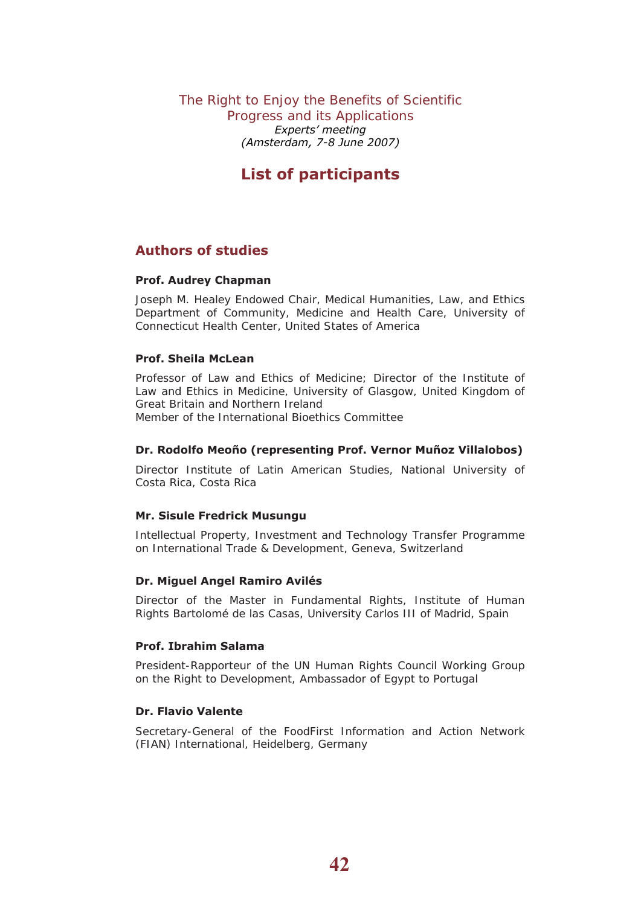The Right to Enjoy the Benefits of Scientific Progress and its Applications

*Experts' meeting*

*(Amsterdam, 7-8 June 2007)*

# List of participants

## Authors of studies

**Prof. Audrey Chapman**

Joseph M. Healey Endowed Chair, Medical Humanities, Law, and Ethics Department of Community, Medicine and Health Care, University of Connecticut Health Center, United States of America

**Prof. Sheila McLean**

Professor of Law and Ethics of Medicine; Director of the Institute of Law and Ethics in Medicine, University of Glasgow, United Kingdom of Great Britain and Northern Ireland
Member of the International Bioethics Committee

**Dr. Rodolfo Meoño (representing Prof. Vernor Muñoz Villalobos)**

Director Institute of Latin American Studies, National University of Costa Rica, Costa Rica

**Mr. Sisule Fredrick Musungu**

Intellectual Property, Investment and Technology Transfer Programme on International Trade & Development, Geneva, Switzerland

**Dr. Miguel Angel Ramiro Avilés**

Director of the Master in Fundamental Rights, Institute of Human Rights Bartolomé de las Casas, University Carlos III of Madrid, Spain

**Prof. Ibrahim Salama**

President-Rapporteur of the UN Human Rights Council Working Group on the Right to Development, Ambassador of Egypt to Portugal

**Dr. Flavio Valente**

Secretary-General of the FoodFirst Information and Action Network (FIAN) International, Heidelberg, Germany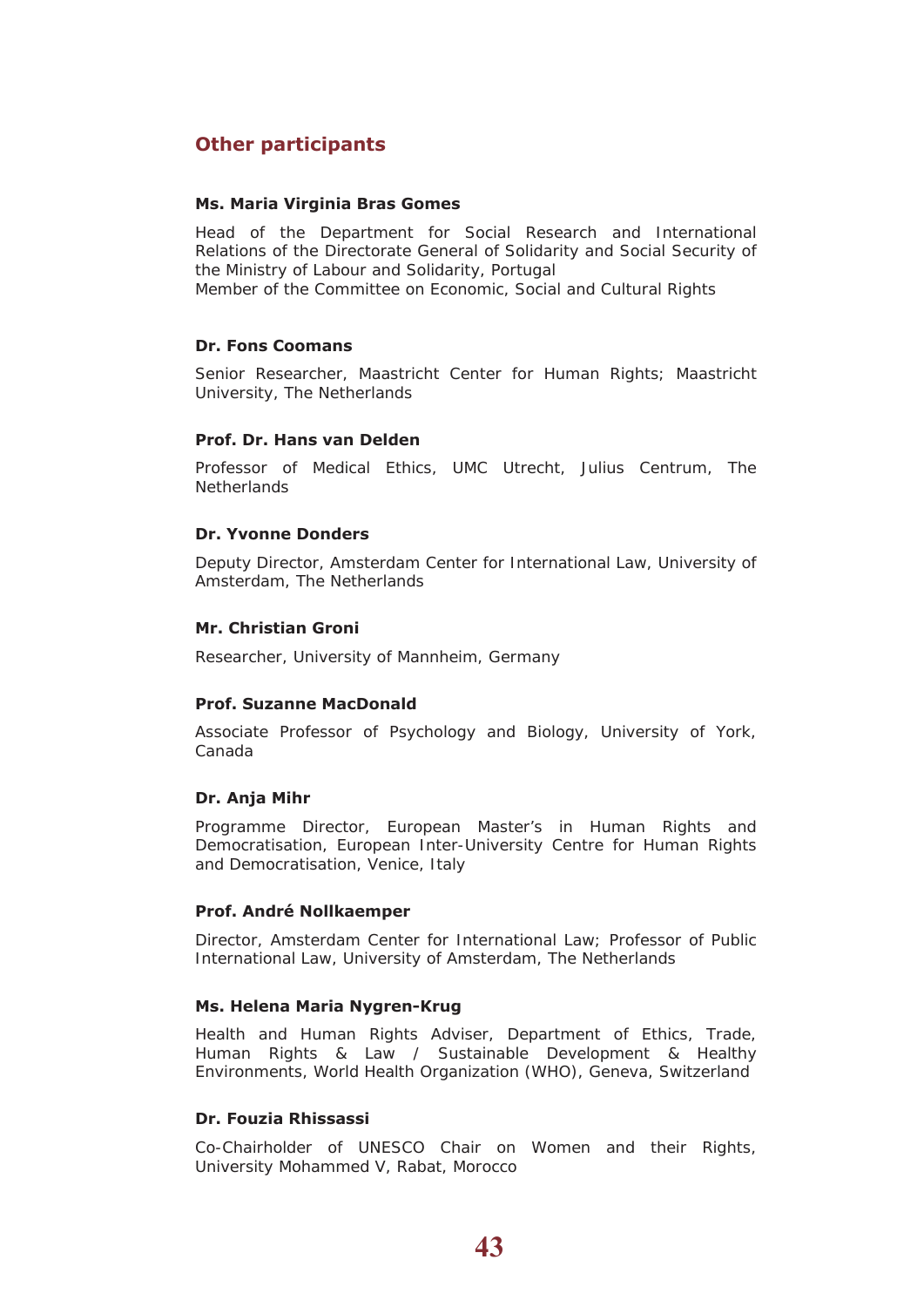## Other participants

**Ms. Maria Virginia Bras Gomes**

Head of the Department for Social Research and International Relations of the Directorate General of Solidarity and Social Security of the Ministry of Labour and Solidarity, Portugal
Member of the Committee on Economic, Social and Cultural Rights

**Dr. Fons Coomans**

Senior Researcher, Maastricht Center for Human Rights; Maastricht University, The Netherlands

**Prof. Dr. Hans van Delden**

Professor of Medical Ethics, UMC Utrecht, Julius Centrum, The Netherlands

**Dr. Yvonne Donders**

Deputy Director, Amsterdam Center for International Law, University of Amsterdam, The Netherlands

**Mr. Christian Groni**

Researcher, University of Mannheim, Germany

**Prof. Suzanne MacDonald**

Associate Professor of Psychology and Biology, University of York, Canada

**Dr. Anja Mihr**

Programme Director, European Master's in Human Rights and Democratisation, European Inter-University Centre for Human Rights and Democratisation, Venice, Italy

**Prof. André Nollkaemper**

Director, Amsterdam Center for International Law; Professor of Public International Law, University of Amsterdam, The Netherlands

**Ms. Helena Maria Nygren-Krug**

Health and Human Rights Adviser, Department of Ethics, Trade, Human Rights & Law / Sustainable Development & Healthy Environments, World Health Organization (WHO), Geneva, Switzerland

**Dr. Fouzia Rhissassi**

Co-Chairholder of UNESCO Chair on Women and their Rights, University Mohammed V, Rabat, Morocco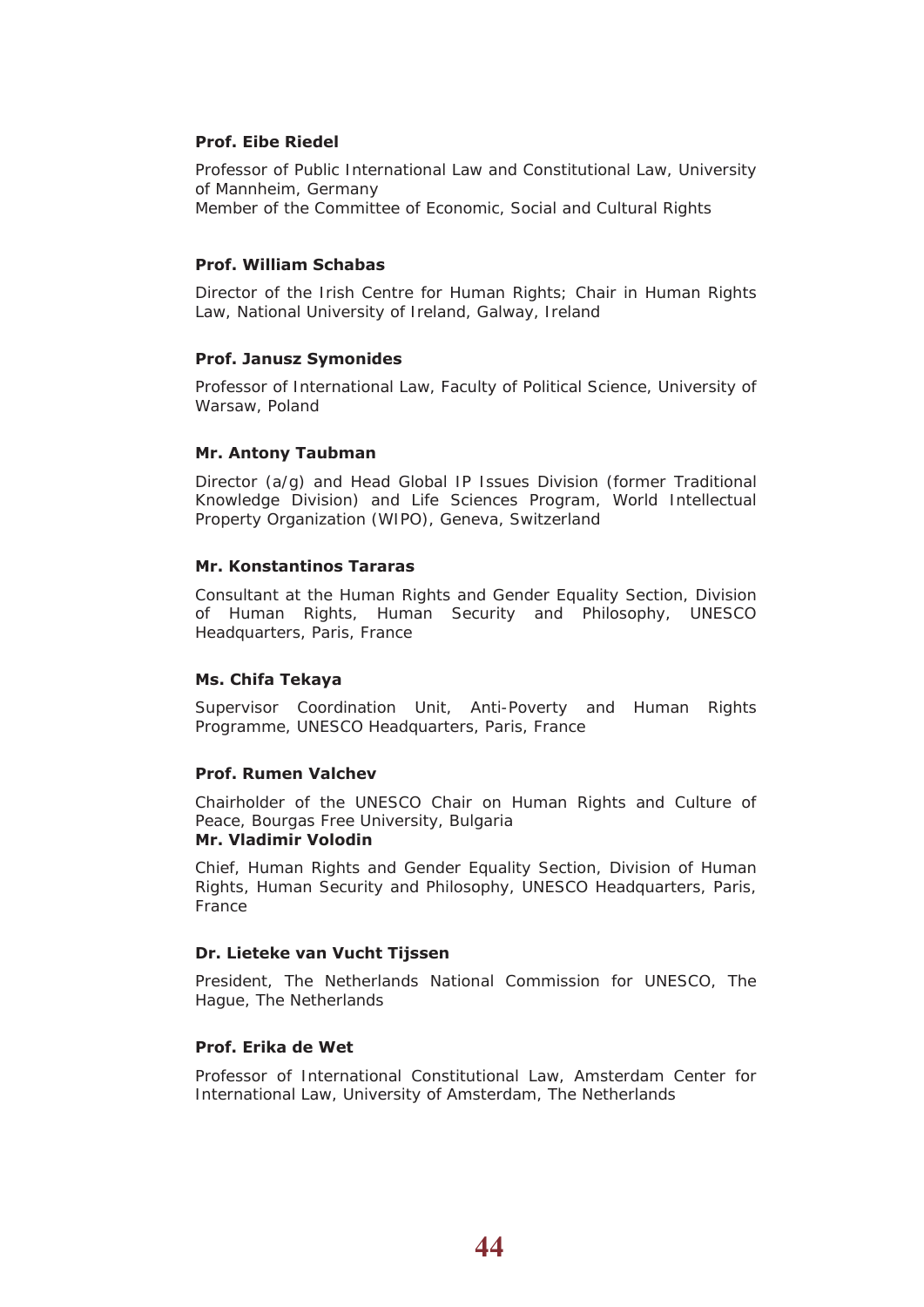**Prof. Eibe Riedel**

Professor of Public International Law and Constitutional Law, University of Mannheim, Germany
Member of the Committee of Economic, Social and Cultural Rights

**Prof. William Schabas**

Director of the Irish Centre for Human Rights; Chair in Human Rights Law, National University of Ireland, Galway, Ireland

**Prof. Janusz Symonides**

Professor of International Law, Faculty of Political Science, University of Warsaw, Poland

**Mr. Antony Taubman**

Director (a/g) and Head Global IP Issues Division (former Traditional Knowledge Division) and Life Sciences Program, World Intellectual Property Organization (WIPO), Geneva, Switzerland

**Mr. Konstantinos Tararas**

Consultant at the Human Rights and Gender Equality Section, Division of Human Rights, Human Security and Philosophy, UNESCO Headquarters, Paris, France

**Ms. Chifa Tekaya**

Supervisor Coordination Unit, Anti-Poverty and Human Rights Programme, UNESCO Headquarters, Paris, France

**Prof. Rumen Valchev**

Chairholder of the UNESCO Chair on Human Rights and Culture of Peace, Bourgas Free University, Bulgaria

**Mr. Vladimir Volodin**

Chief, Human Rights and Gender Equality Section, Division of Human Rights, Human Security and Philosophy, UNESCO Headquarters, Paris, France

**Dr. Lieteke van Vucht Tijssen**

President, The Netherlands National Commission for UNESCO, The Hague, The Netherlands

**Prof. Erika de Wet**

Professor of International Constitutional Law, Amsterdam Center for International Law, University of Amsterdam, The Netherlands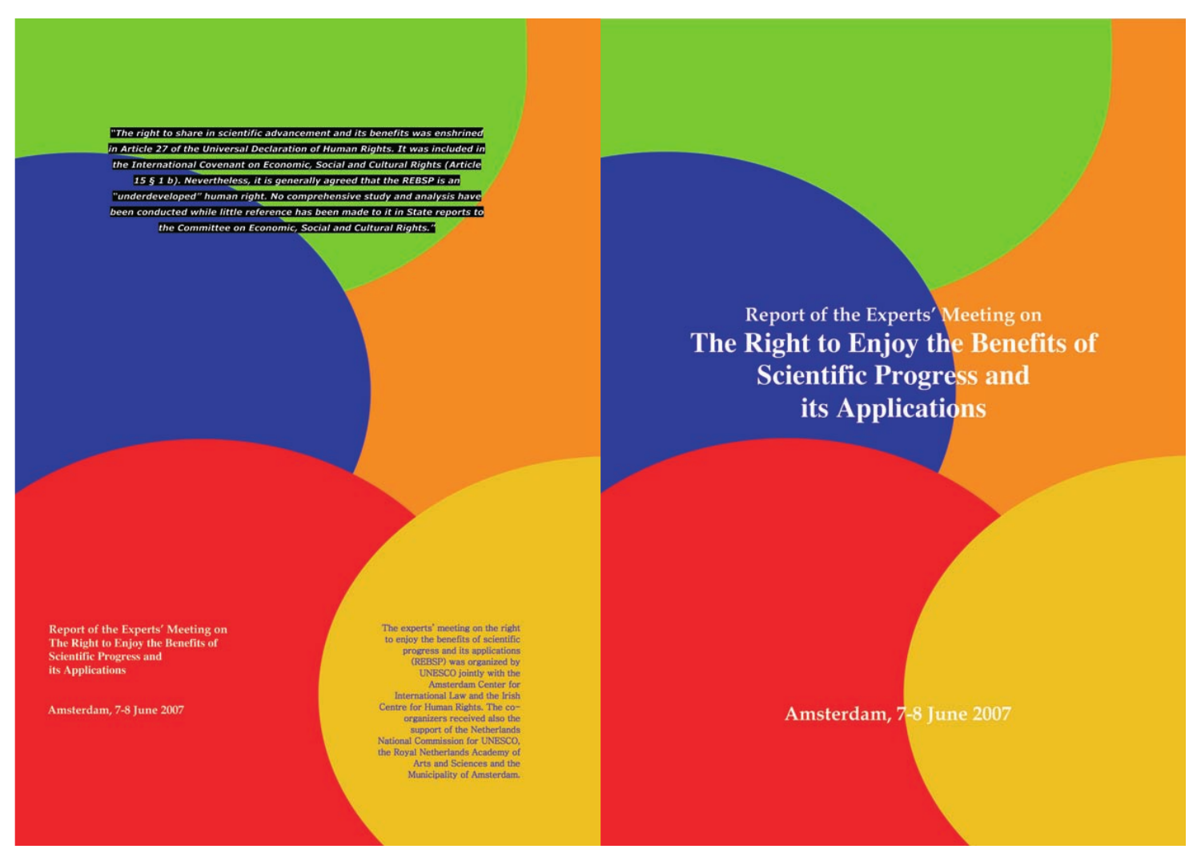"The right to share in scientific advancement and its benefits was enshrined in Article 27 of the Universal Declaration of Human Rights. It was included in the International Covenant on Economic, Social and Cultural Rights (Article 15 § 1 b). Nevertheless, it is generally agreed that the REBSP is an "underdeveloped" human right. No comprehensive study and analysis have been conducted while little reference has been made to it in State reports to the Committee on Economic, Social and Cultural Rights."

**Report of the Experts' Meeting on The Right to Enjoy the Benefits of Scientific Progress and its Applications**

**Amsterdam, 7-8 June 2007**

The experts' meeting on the right to enjoy the benefits of scientific progress and its applications (REBSP) was organized by UNESCO jointly with the Amsterdam Center for International Law and the Irish Centre for Human Rights. The co-organizers received also the support of the Netherlands National Commission for UNESCO, the Royal Netherlands Academy of Arts and Sciences and the Municipality of Amsterdam.

Report of the Experts' Meeting on

# The Right to Enjoy the Benefits of Scientific Progress and its Applications

Amsterdam, 7-8 June 2007